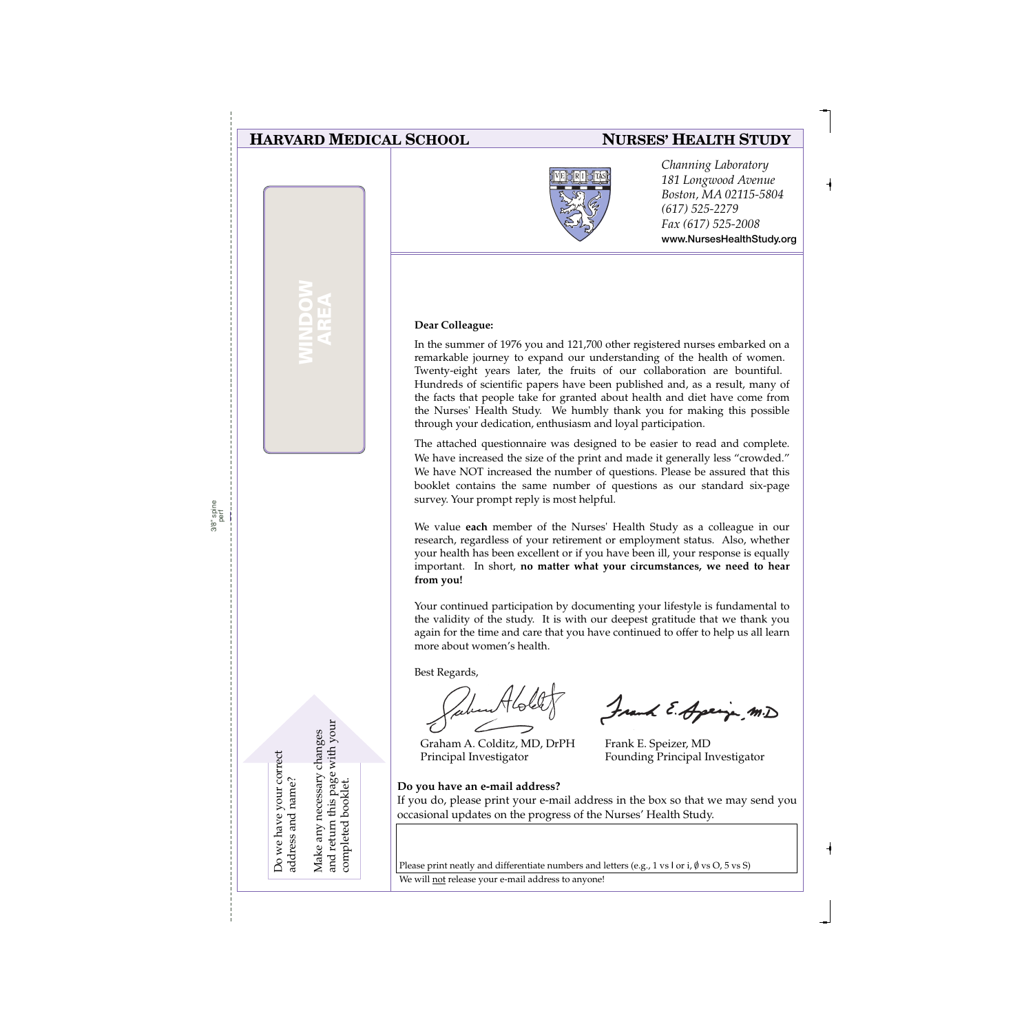# HARVARD MEDICAL SCHOOL — NURSES' HEALTH STUDY

*Channing Laboratory*
*181 Longwood Avenue*
*Boston, MA 02115-5804*
*(617) 525-2279*
*Fax (617) 525-2008*
**www.NursesHealthStudy.org**

WINDOW AREA

**Dear Colleague:**

In the summer of 1976 you and 121,700 other registered nurses embarked on a remarkable journey to expand our understanding of the health of women. Twenty-eight years later, the fruits of our collaboration are bountiful. Hundreds of scientific papers have been published and, as a result, many of the facts that people take for granted about health and diet have come from the Nurses' Health Study. We humbly thank you for making this possible through your dedication, enthusiasm and loyal participation.

The attached questionnaire was designed to be easier to read and complete. We have increased the size of the print and made it generally less "crowded." We have NOT increased the number of questions. Please be assured that this booklet contains the same number of questions as our standard six-page survey. Your prompt reply is most helpful.

We value **each** member of the Nurses' Health Study as a colleague in our research, regardless of your retirement or employment status. Also, whether your health has been excellent or if you have been ill, your response is equally important. In short, **no matter what your circumstances, we need to hear from you!**

Your continued participation by documenting your lifestyle is fundamental to the validity of the study. It is with our deepest gratitude that we thank you again for the time and care that you have continued to offer to help us all learn more about women's health.

Best Regards,

Graham A. Colditz, MD, DrPH
Principal Investigator

Frank E. Speizer, MD
Founding Principal Investigator

Do we have your correct address and name?

Make any necessary changes and return this page with your completed booklet.

**Do you have an e-mail address?**

If you do, please print your e-mail address in the box so that we may send you occasional updates on the progress of the Nurses' Health Study.

Please print neatly and differentiate numbers and letters (e.g., 1 vs l or i, ∅ vs O, 5 vs S)

We will not release your e-mail address to anyone!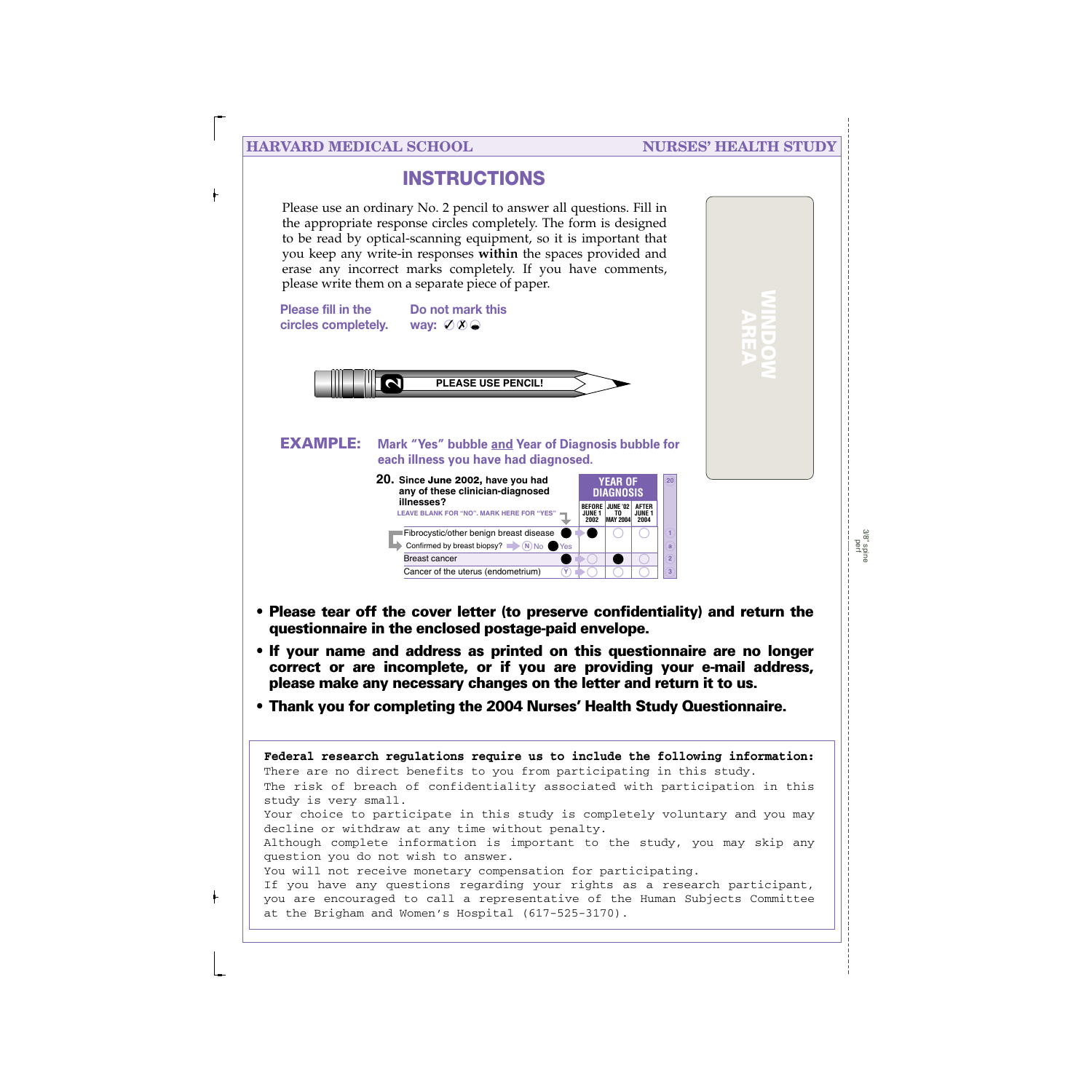# INSTRUCTIONS

Please use an ordinary No. 2 pencil to answer all questions. Fill in the appropriate response circles completely. The form is designed to be read by optical-scanning equipment, so it is important that you keep any write-in responses **within** the spaces provided and erase any incorrect marks completely. If you have comments, please write them on a separate piece of paper.

**Please fill in the circles completely.**

**Do not mark this way:** ✓ ✗ ◒

**PLEASE USE PENCIL!**

WINDOW AREA

**EXAMPLE:** **Mark "Yes" bubble and Year of Diagnosis bubble for each illness you have had diagnosed.**

**20. Since June 2002, have you had any of these clinician-diagnosed illnesses?**

LEAVE BLANK FOR "NO". MARK HERE FOR "YES"

| | Yes | BEFORE JUNE 1 2002 | JUNE '02 TO MAY 2004 | AFTER JUNE 1 2004 | 20 |
|---|---|---|---|---|---|
| Fibrocystic/other benign breast disease | ● | ● | ○ | ○ | 1 |
| Confirmed by breast biopsy? (N) No ● Yes | | | | | a |
| Breast cancer | ● | ○ | ● | ○ | 2 |
| Cancer of the uterus (endometrium) | (Y) | ○ | ○ | ○ | 3 |

- **Please tear off the cover letter (to preserve confidentiality) and return the questionnaire in the enclosed postage-paid envelope.**
- **If your name and address as printed on this questionnaire are no longer correct or are incomplete, or if you are providing your e-mail address, please make any necessary changes on the letter and return it to us.**
- **Thank you for completing the 2004 Nurses' Health Study Questionnaire.**

**Federal research regulations require us to include the following information:**

There are no direct benefits to you from participating in this study.

The risk of breach of confidentiality associated with participation in this study is very small.

Your choice to participate in this study is completely voluntary and you may decline or withdraw at any time without penalty.

Although complete information is important to the study, you may skip any question you do not wish to answer.

You will not receive monetary compensation for participating.

If you have any questions regarding your rights as a research participant, you are encouraged to call a representative of the Human Subjects Committee at the Brigham and Women's Hospital (617-525-3170).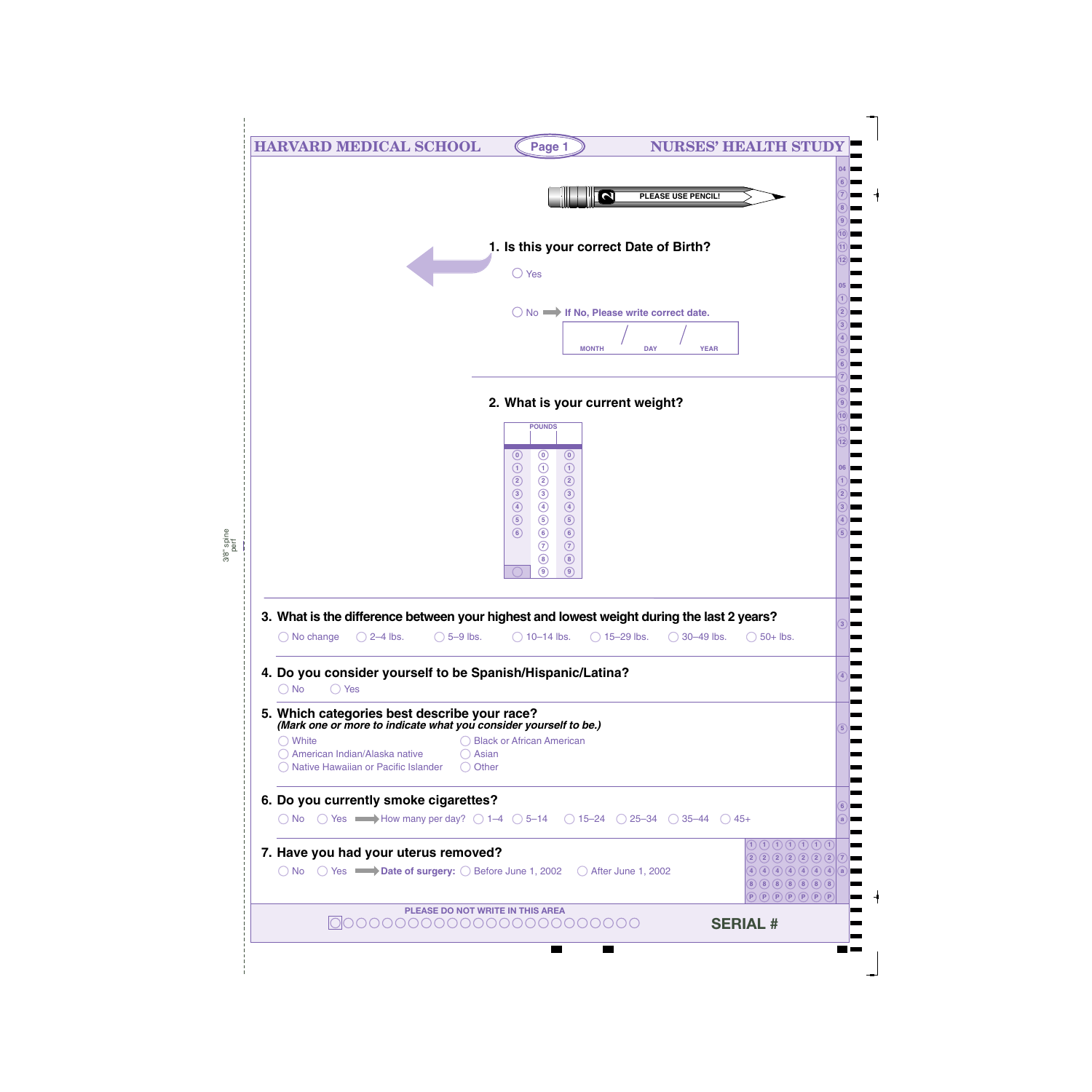# HARVARD MEDICAL SCHOOL — NURSES' HEALTH STUDY

PLEASE USE PENCIL!

**1. Is this your correct Date of Birth?**

◯ Yes

◯ No ➡ **If No, Please write correct date.**

MONTH / DAY / YEAR

**2. What is your current weight?**

| POUNDS | | |
|---|---|---|
| 0 | 0 | 0 |
| 1 | 1 | 1 |
| 2 | 2 | 2 |
| 3 | 3 | 3 |
| 4 | 4 | 4 |
| 5 | 5 | 5 |
| 6 | 6 | 6 |
| | 7 | 7 |
| | 8 | 8 |
| ◯ | 9 | 9 |

**3. What is the difference between your highest and lowest weight during the last 2 years?**

◯ No change ◯ 2–4 lbs. ◯ 5–9 lbs. ◯ 10–14 lbs. ◯ 15–29 lbs. ◯ 30–49 lbs. ◯ 50+ lbs.

**4. Do you consider yourself to be Spanish/Hispanic/Latina?**

◯ No ◯ Yes

**5. Which categories best describe your race?**
***(Mark one or more to indicate what you consider yourself to be.)***

◯ White
◯ American Indian/Alaska native
◯ Native Hawaiian or Pacific Islander
◯ Black or African American
◯ Asian
◯ Other

**6. Do you currently smoke cigarettes?**

◯ No ◯ Yes ➡ How many per day? ◯ 1–4 ◯ 5–14 ◯ 15–24 ◯ 25–34 ◯ 35–44 ◯ 45+

**7. Have you had your uterus removed?**

◯ No ◯ Yes ➡ **Date of surgery:** ◯ Before June 1, 2002 ◯ After June 1, 2002

PLEASE DO NOT WRITE IN THIS AREA

**SERIAL #**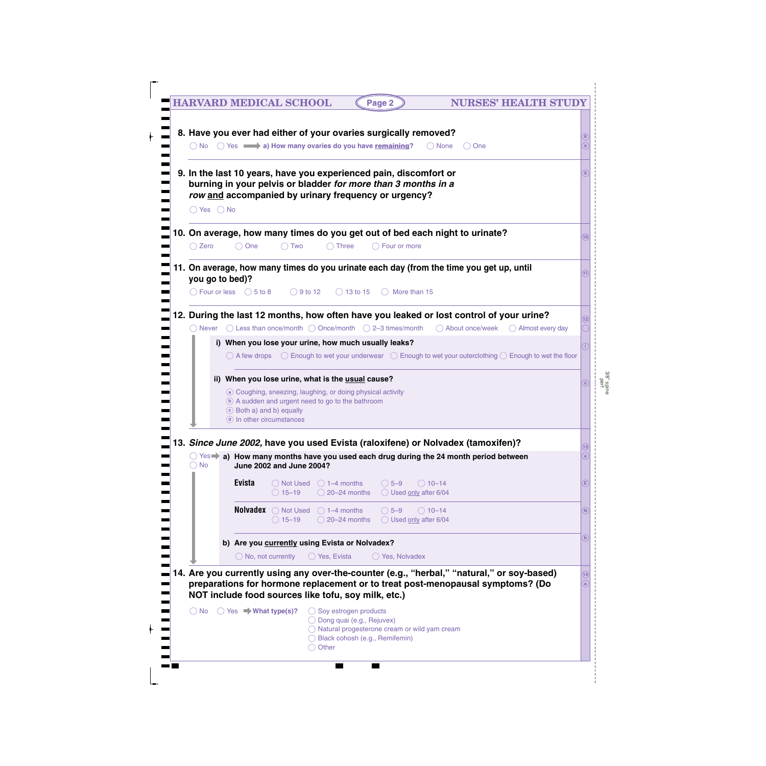**8. Have you ever had either of your ovaries surgically removed?**

◯ No ◯ Yes ➡ **a) How many ovaries do you have remaining?** ◯ None ◯ One

**9. In the last 10 years, have you experienced pain, discomfort or burning in your pelvis or bladder *for more than 3 months in a row* and accompanied by urinary frequency or urgency?**

◯ Yes ◯ No

**10. On average, how many times do you get out of bed each night to urinate?**

◯ Zero ◯ One ◯ Two ◯ Three ◯ Four or more

**11. On average, how many times do you urinate each day (from the time you get up, until you go to bed)?**

◯ Four or less ◯ 5 to 8 ◯ 9 to 12 ◯ 13 to 15 ◯ More than 15

**12. During the last 12 months, how often have you leaked or lost control of your urine?**

◯ Never ◯ Less than once/month ◯ Once/month ◯ 2–3 times/month ◯ About once/week ◯ Almost every day

**i) When you lose your urine, how much usually leaks?**

◯ A few drops ◯ Enough to wet your underwear ◯ Enough to wet your outerclothing ◯ Enough to wet the floor

**ii) When you lose urine, what is the usual cause?**

- ⓐ Coughing, sneezing, laughing, or doing physical activity
- ⓑ A sudden and urgent need to go to the bathroom
- ⓒ Both a) and b) equally
- ⓓ In other circumstances

**13. *Since June 2002,* have you used Evista (raloxifene) or Nolvadex (tamoxifen)?**

◯ Yes ➡ **a) How many months have you used each drug during the 24 month period between June 2002 and June 2004?**

◯ No

**Evista** ◯ Not Used ◯ 1–4 months ◯ 5–9 ◯ 10–14 ◯ 15–19 ◯ 20–24 months ◯ Used only after 6/04

**Nolvadex** ◯ Not Used ◯ 1–4 months ◯ 5–9 ◯ 10–14 ◯ 15–19 ◯ 20–24 months ◯ Used only after 6/04

**b) Are you currently using Evista or Nolvadex?**

◯ No, not currently ◯ Yes, Evista ◯ Yes, Nolvadex

**14. Are you currently using any over-the-counter (e.g., "herbal," "natural," or soy-based) preparations for hormone replacement or to treat post-menopausal symptoms? (Do NOT include food sources like tofu, soy milk, etc.)**

◯ No ◯ Yes ➡ **What type(s)?**

- ◯ Soy estrogen products
- ◯ Dong quai (e.g., Rejuvex)
- ◯ Natural progesterone cream or wild yam cream
- ◯ Black cohosh (e.g., Remifemin)
- ◯ Other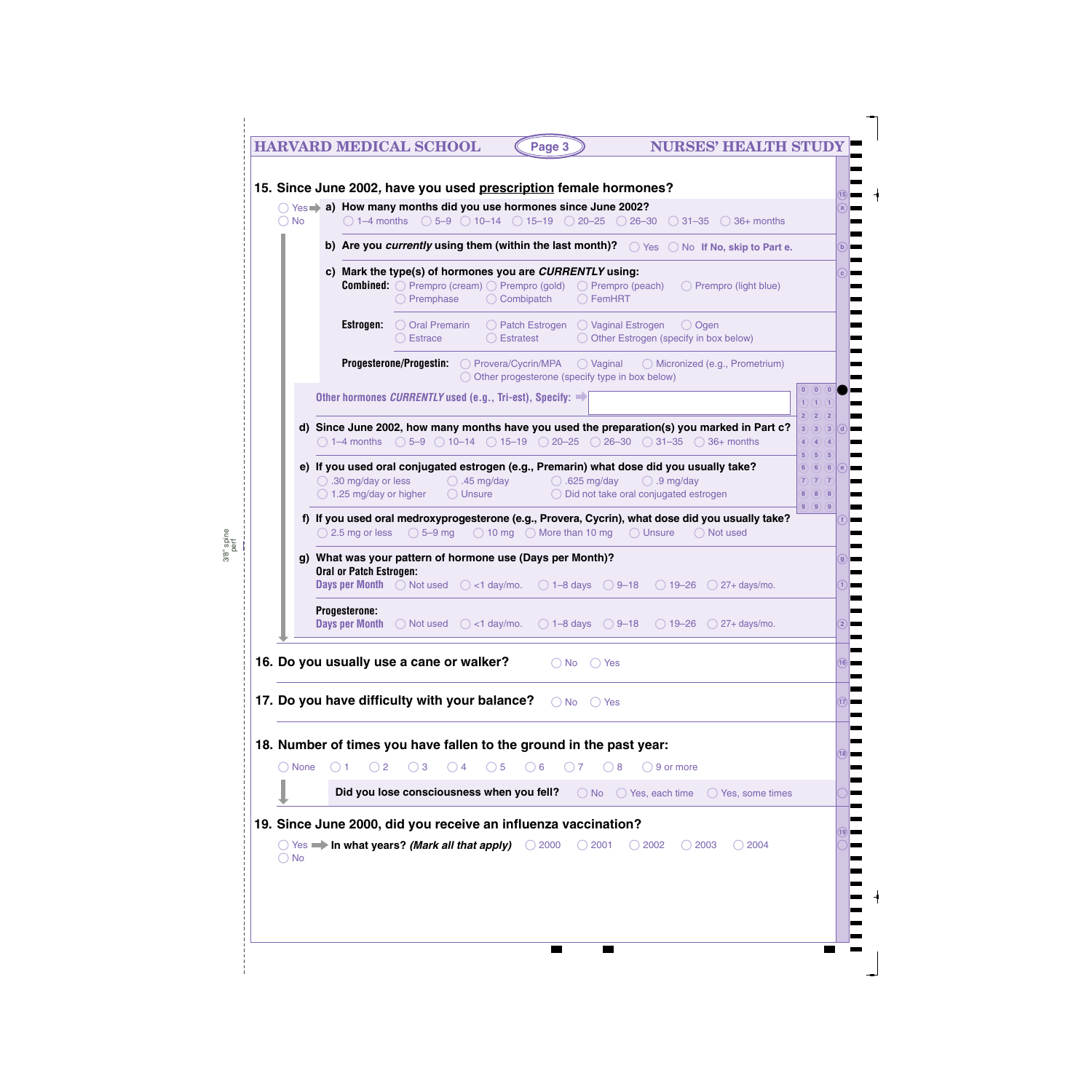**15. Since June 2002, have you used prescription female hormones?**

◯ Yes ➡ **a) How many months did you use hormones since June 2002?**
◯ 1–4 months ◯ 5–9 ◯ 10–14 ◯ 15–19 ◯ 20–25 ◯ 26–30 ◯ 31–35 ◯ 36+ months

◯ No

**b) Are you *currently* using them (within the last month)?** ◯ Yes ◯ No **If No, skip to Part e.**

**c) Mark the type(s) of hormones you are *CURRENTLY* using:**

**Combined:** ◯ Prempro (cream) ◯ Prempro (gold) ◯ Prempro (peach) ◯ Prempro (light blue) ◯ Premphase ◯ Combipatch ◯ FemHRT

**Estrogen:** ◯ Oral Premarin ◯ Patch Estrogen ◯ Vaginal Estrogen ◯ Ogen ◯ Estrace ◯ Estratest ◯ Other Estrogen (specify in box below)

**Progesterone/Progestin:** ◯ Provera/Cycrin/MPA ◯ Vaginal ◯ Micronized (e.g., Prometrium) ◯ Other progesterone (specify type in box below)

**Other hormones *CURRENTLY* used (e.g., Tri-est), Specify:** ➡ ________

**d) Since June 2002, how many months have you used the preparation(s) you marked in Part c?**
◯ 1–4 months ◯ 5–9 ◯ 10–14 ◯ 15–19 ◯ 20–25 ◯ 26–30 ◯ 31–35 ◯ 36+ months

**e) If you used oral conjugated estrogen (e.g., Premarin) what dose did you usually take?**
◯ .30 mg/day or less ◯ .45 mg/day ◯ .625 mg/day ◯ .9 mg/day ◯ 1.25 mg/day or higher ◯ Unsure ◯ Did not take oral conjugated estrogen

**f) If you used oral medroxyprogesterone (e.g., Provera, Cycrin), what dose did you usually take?**
◯ 2.5 mg or less ◯ 5–9 mg ◯ 10 mg ◯ More than 10 mg ◯ Unsure ◯ Not used

**g) What was your pattern of hormone use (Days per Month)?**

**Oral or Patch Estrogen:**
**Days per Month** ◯ Not used ◯ <1 day/mo. ◯ 1–8 days ◯ 9–18 ◯ 19–26 ◯ 27+ days/mo.

**Progesterone:**
**Days per Month** ◯ Not used ◯ <1 day/mo. ◯ 1–8 days ◯ 9–18 ◯ 19–26 ◯ 27+ days/mo.

**16. Do you usually use a cane or walker?** ◯ No ◯ Yes

**17. Do you have difficulty with your balance?** ◯ No ◯ Yes

**18. Number of times you have fallen to the ground in the past year:**

◯ None ◯ 1 ◯ 2 ◯ 3 ◯ 4 ◯ 5 ◯ 6 ◯ 7 ◯ 8 ◯ 9 or more

**Did you lose consciousness when you fell?** ◯ No ◯ Yes, each time ◯ Yes, some times

**19. Since June 2000, did you receive an influenza vaccination?**

◯ Yes ➡ **In what years? *(Mark all that apply)*** ◯ 2000 ◯ 2001 ◯ 2002 ◯ 2003 ◯ 2004
◯ No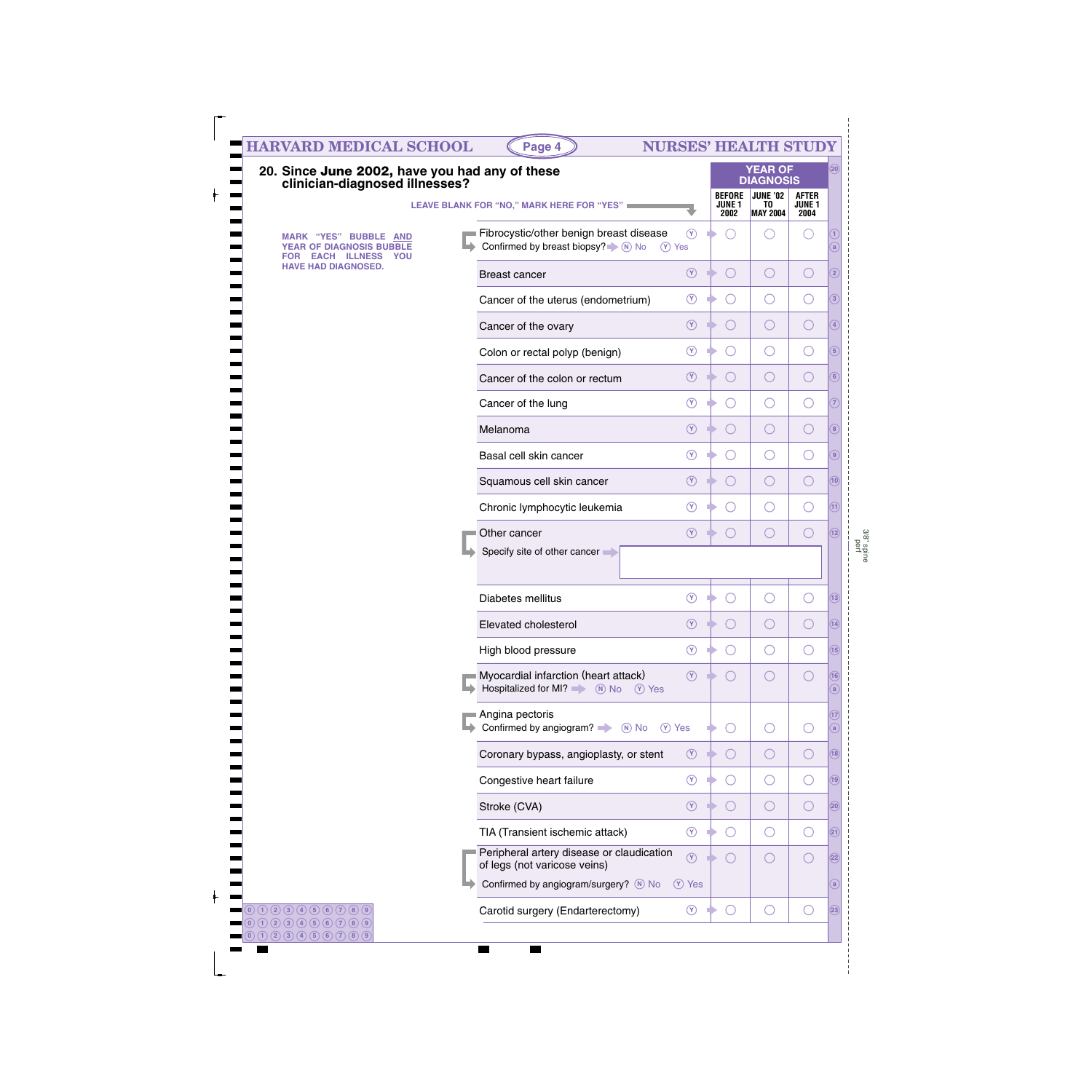**HARVARD MEDICAL SCHOOL** — **NURSES' HEALTH STUDY**

## 20. Since June 2002, have you had any of these clinician-diagnosed illnesses?

LEAVE BLANK FOR "NO," MARK HERE FOR "YES"

MARK "YES" BUBBLE AND YEAR OF DIAGNOSIS BUBBLE FOR EACH ILLNESS YOU HAVE HAD DIAGNOSED.

| | | Year of Diagnosis: Before June 1 2002 | June '02 to May 2004 | After June 1 2004 |
|---|---|---|---|---|
| Fibrocystic/other benign breast disease | Ⓨ | ○ | ○ | ○ |
| Confirmed by breast biopsy? Ⓝ No Ⓨ Yes | | | | |
| Breast cancer | Ⓨ | ○ | ○ | ○ |
| Cancer of the uterus (endometrium) | Ⓨ | ○ | ○ | ○ |
| Cancer of the ovary | Ⓨ | ○ | ○ | ○ |
| Colon or rectal polyp (benign) | Ⓨ | ○ | ○ | ○ |
| Cancer of the colon or rectum | Ⓨ | ○ | ○ | ○ |
| Cancer of the lung | Ⓨ | ○ | ○ | ○ |
| Melanoma | Ⓨ | ○ | ○ | ○ |
| Basal cell skin cancer | Ⓨ | ○ | ○ | ○ |
| Squamous cell skin cancer | Ⓨ | ○ | ○ | ○ |
| Chronic lymphocytic leukemia | Ⓨ | ○ | ○ | ○ |
| Other cancer | Ⓨ | ○ | ○ | ○ |
| Specify site of other cancer ________ | | | | |
| Diabetes mellitus | Ⓨ | ○ | ○ | ○ |
| Elevated cholesterol | Ⓨ | ○ | ○ | ○ |
| High blood pressure | Ⓨ | ○ | ○ | ○ |
| Myocardial infarction (heart attack) | Ⓨ | ○ | ○ | ○ |
| Hospitalized for MI? Ⓝ No Ⓨ Yes | | | | |
| Angina pectoris | | | | |
| Confirmed by angiogram? Ⓝ No Ⓨ Yes | | ○ | ○ | ○ |
| Coronary bypass, angioplasty, or stent | Ⓨ | ○ | ○ | ○ |
| Congestive heart failure | Ⓨ | ○ | ○ | ○ |
| Stroke (CVA) | Ⓨ | ○ | ○ | ○ |
| TIA (Transient ischemic attack) | Ⓨ | ○ | ○ | ○ |
| Peripheral artery disease or claudication of legs (not varicose veins) | Ⓨ | ○ | ○ | ○ |
| Confirmed by angiogram/surgery? Ⓝ No Ⓨ Yes | | | | |
| Carotid surgery (Endarterectomy) | Ⓨ | ○ | ○ | ○ |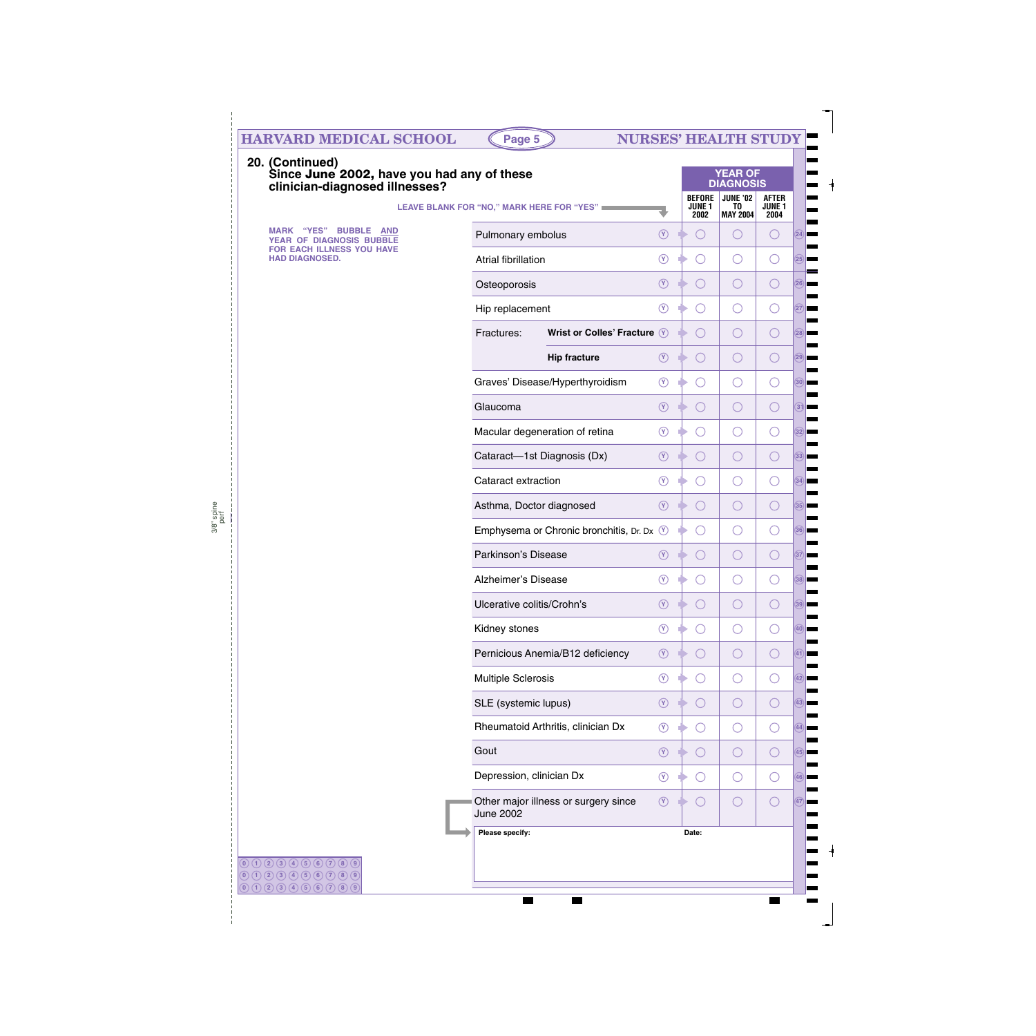## 20. (Continued)
**Since June 2002, have you had any of these clinician-diagnosed illnesses?**

LEAVE BLANK FOR "NO," MARK HERE FOR "YES"

MARK "YES" BUBBLE AND YEAR OF DIAGNOSIS BUBBLE FOR EACH ILLNESS YOU HAVE HAD DIAGNOSED.

| Illness | Yes | YEAR OF DIAGNOSIS: BEFORE JUNE 1 2002 | JUNE '02 TO MAY 2004 | AFTER JUNE 1 2004 | |
|---|---|---|---|---|---|
| Pulmonary embolus | Ⓨ | ○ | ○ | ○ | 24 |
| Atrial fibrillation | Ⓨ | ○ | ○ | ○ | 25 |
| Osteoporosis | Ⓨ | ○ | ○ | ○ | 26 |
| Hip replacement | Ⓨ | ○ | ○ | ○ | 27 |
| Fractures: **Wrist or Colles' Fracture** | Ⓨ | ○ | ○ | ○ | 28 |
| **Hip fracture** | Ⓨ | ○ | ○ | ○ | 29 |
| Graves' Disease/Hyperthyroidism | Ⓨ | ○ | ○ | ○ | 30 |
| Glaucoma | Ⓨ | ○ | ○ | ○ | 31 |
| Macular degeneration of retina | Ⓨ | ○ | ○ | ○ | 32 |
| Cataract—1st Diagnosis (Dx) | Ⓨ | ○ | ○ | ○ | 33 |
| Cataract extraction | Ⓨ | ○ | ○ | ○ | 34 |
| Asthma, Doctor diagnosed | Ⓨ | ○ | ○ | ○ | 35 |
| Emphysema or Chronic bronchitis, Dr. Dx | Ⓨ | ○ | ○ | ○ | 36 |
| Parkinson's Disease | Ⓨ | ○ | ○ | ○ | 37 |
| Alzheimer's Disease | Ⓨ | ○ | ○ | ○ | 38 |
| Ulcerative colitis/Crohn's | Ⓨ | ○ | ○ | ○ | 39 |
| Kidney stones | Ⓨ | ○ | ○ | ○ | 40 |
| Pernicious Anemia/B12 deficiency | Ⓨ | ○ | ○ | ○ | 41 |
| Multiple Sclerosis | Ⓨ | ○ | ○ | ○ | 42 |
| SLE (systemic lupus) | Ⓨ | ○ | ○ | ○ | 43 |
| Rheumatoid Arthritis, clinician Dx | Ⓨ | ○ | ○ | ○ | 44 |
| Gout | Ⓨ | ○ | ○ | ○ | 45 |
| Depression, clinician Dx | Ⓨ | ○ | ○ | ○ | 46 |
| Other major illness or surgery since June 2002 | Ⓨ | ○ | ○ | ○ | 47 |

**Please specify:** ____________________ **Date:** ____________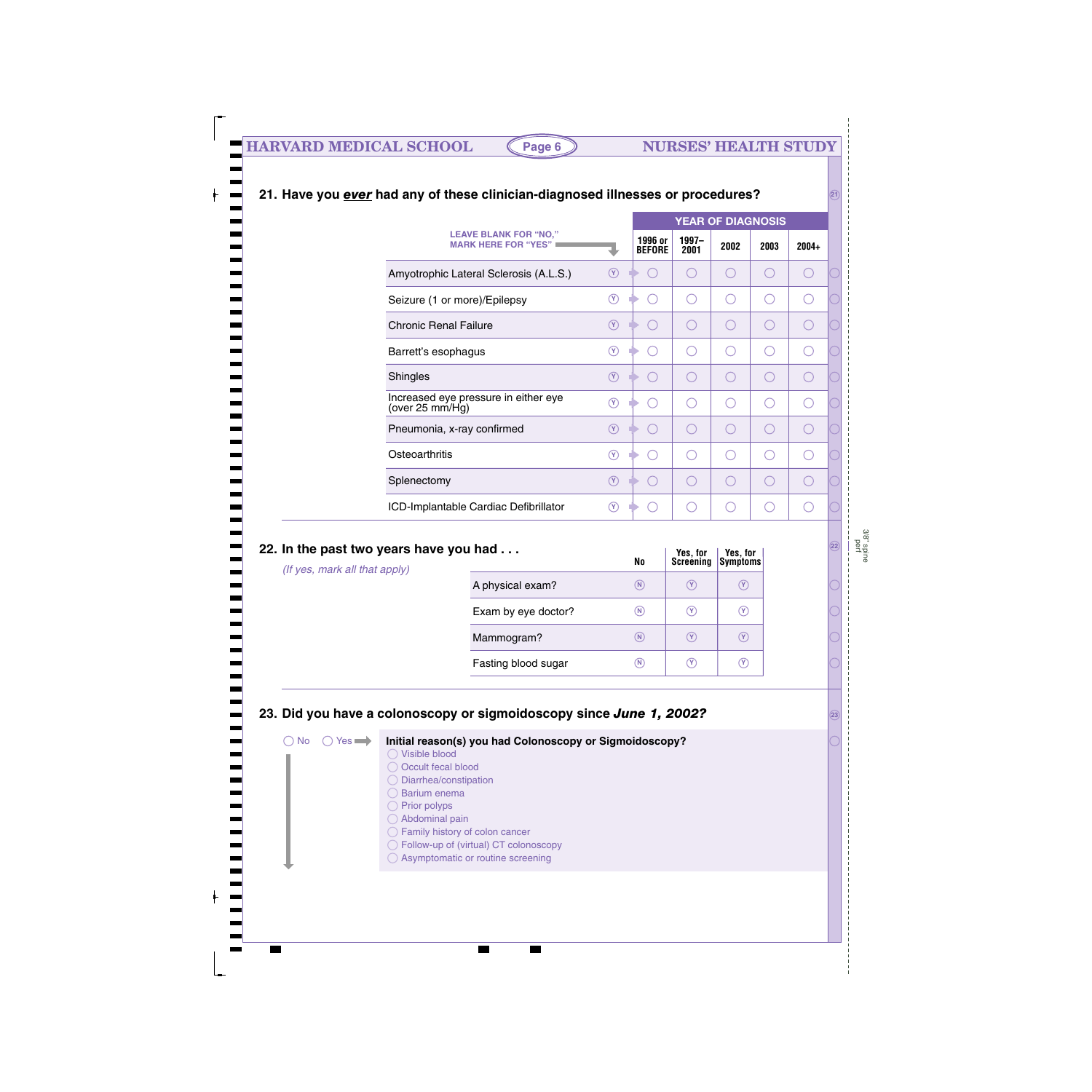## 21. Have you *ever* had any of these clinician-diagnosed illnesses or procedures?

LEAVE BLANK FOR "NO," MARK HERE FOR "YES"

| | | YEAR OF DIAGNOSIS | | | | |
|---|---|---|---|---|---|---|
| | | 1996 or BEFORE | 1997–2001 | 2002 | 2003 | 2004+ |
| Amyotrophic Lateral Sclerosis (A.L.S.) | Ⓨ | ◯ | ◯ | ◯ | ◯ | ◯ |
| Seizure (1 or more)/Epilepsy | Ⓨ | ◯ | ◯ | ◯ | ◯ | ◯ |
| Chronic Renal Failure | Ⓨ | ◯ | ◯ | ◯ | ◯ | ◯ |
| Barrett's esophagus | Ⓨ | ◯ | ◯ | ◯ | ◯ | ◯ |
| Shingles | Ⓨ | ◯ | ◯ | ◯ | ◯ | ◯ |
| Increased eye pressure in either eye (over 25 mm/Hg) | Ⓨ | ◯ | ◯ | ◯ | ◯ | ◯ |
| Pneumonia, x-ray confirmed | Ⓨ | ◯ | ◯ | ◯ | ◯ | ◯ |
| Osteoarthritis | Ⓨ | ◯ | ◯ | ◯ | ◯ | ◯ |
| Splenectomy | Ⓨ | ◯ | ◯ | ◯ | ◯ | ◯ |
| ICD-Implantable Cardiac Defibrillator | Ⓨ | ◯ | ◯ | ◯ | ◯ | ◯ |

## 22. In the past two years have you had . . .

*(If yes, mark all that apply)*

| | No | Yes, for Screening | Yes, for Symptoms |
|---|---|---|---|
| A physical exam? | Ⓝ | Ⓨ | Ⓨ |
| Exam by eye doctor? | Ⓝ | Ⓨ | Ⓨ |
| Mammogram? | Ⓝ | Ⓨ | Ⓨ |
| Fasting blood sugar | Ⓝ | Ⓨ | Ⓨ |

## 23. Did you have a colonoscopy or sigmoidoscopy since *June 1, 2002?*

◯ No ◯ Yes ➡

**Initial reason(s) you had Colonoscopy or Sigmoidoscopy?**

- ◯ Visible blood
- ◯ Occult fecal blood
- ◯ Diarrhea/constipation
- ◯ Barium enema
- ◯ Prior polyps
- ◯ Abdominal pain
- ◯ Family history of colon cancer
- ◯ Follow-up of (virtual) CT colonoscopy
- ◯ Asymptomatic or routine screening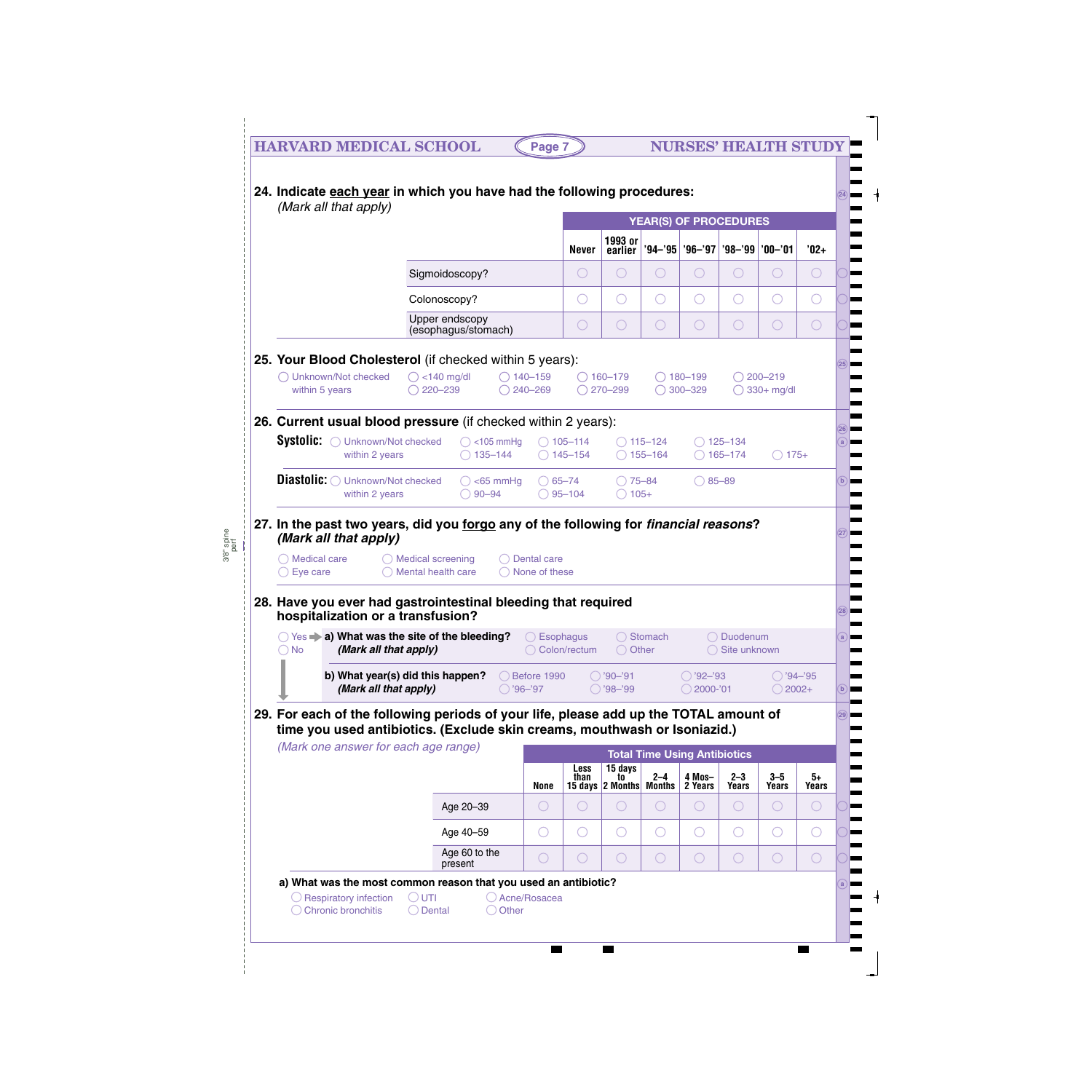## 24. Indicate each year in which you have had the following procedures:

*(Mark all that apply)*

| | YEAR(S) OF PROCEDURES | | | | | | |
|---|---|---|---|---|---|---|---|
| | Never | 1993 or earlier | '94–'95 | '96–'97 | '98–'99 | '00–'01 | '02+ |
| Sigmoidoscopy? | ◯ | ◯ | ◯ | ◯ | ◯ | ◯ | ◯ |
| Colonoscopy? | ◯ | ◯ | ◯ | ◯ | ◯ | ◯ | ◯ |
| Upper endscopy (esophagus/stomach) | ◯ | ◯ | ◯ | ◯ | ◯ | ◯ | ◯ |

## 25. Your Blood Cholesterol (if checked within 5 years):

- ◯ Unknown/Not checked within 5 years
- ◯ <140 mg/dl
- ◯ 140–159
- ◯ 160–179
- ◯ 180–199
- ◯ 200–219
- ◯ 220–239
- ◯ 240–269
- ◯ 270–299
- ◯ 300–329
- ◯ 330+ mg/dl

## 26. Current usual blood pressure (if checked within 2 years):

**Systolic:**
- ◯ Unknown/Not checked within 2 years
- ◯ <105 mmHg
- ◯ 105–114
- ◯ 115–124
- ◯ 125–134
- ◯ 135–144
- ◯ 145–154
- ◯ 155–164
- ◯ 165–174
- ◯ 175+

**Diastolic:**
- ◯ Unknown/Not checked within 2 years
- ◯ <65 mmHg
- ◯ 65–74
- ◯ 75–84
- ◯ 85–89
- ◯ 90–94
- ◯ 95–104
- ◯ 105+

## 27. In the past two years, did you forgo any of the following for *financial reasons*?

***(Mark all that apply)***

- ◯ Medical care
- ◯ Medical screening
- ◯ Dental care
- ◯ Eye care
- ◯ Mental health care
- ◯ None of these

## 28. Have you ever had gastrointestinal bleeding that required hospitalization or a transfusion?

- ◯ Yes ➡ **a) What was the site of the bleeding?** ***(Mark all that apply)***
  - ◯ Esophagus
  - ◯ Stomach
  - ◯ Duodenum
  - ◯ Colon/rectum
  - ◯ Other
  - ◯ Site unknown

  **b) What year(s) did this happen?** ***(Mark all that apply)***
  - ◯ Before 1990
  - ◯ '90–'91
  - ◯ '92–'93
  - ◯ '94–'95
  - ◯ '96–'97
  - ◯ '98–'99
  - ◯ 2000-'01
  - ◯ 2002+
- ◯ No

## 29. For each of the following periods of your life, please add up the TOTAL amount of time you used antibiotics. (Exclude skin creams, mouthwash or Isoniazid.)

*(Mark one answer for each age range)*

| | Total Time Using Antibiotics | | | | | | | |
|---|---|---|---|---|---|---|---|---|
| | None | Less than 15 days | 15 days to 2 Months | 2–4 Months | 4 Mos–2 Years | 2–3 Years | 3–5 Years | 5+ Years |
| Age 20–39 | ◯ | ◯ | ◯ | ◯ | ◯ | ◯ | ◯ | ◯ |
| Age 40–59 | ◯ | ◯ | ◯ | ◯ | ◯ | ◯ | ◯ | ◯ |
| Age 60 to the present | ◯ | ◯ | ◯ | ◯ | ◯ | ◯ | ◯ | ◯ |

**a) What was the most common reason that you used an antibiotic?**

- ◯ Respiratory infection
- ◯ UTI
- ◯ Acne/Rosacea
- ◯ Chronic bronchitis
- ◯ Dental
- ◯ Other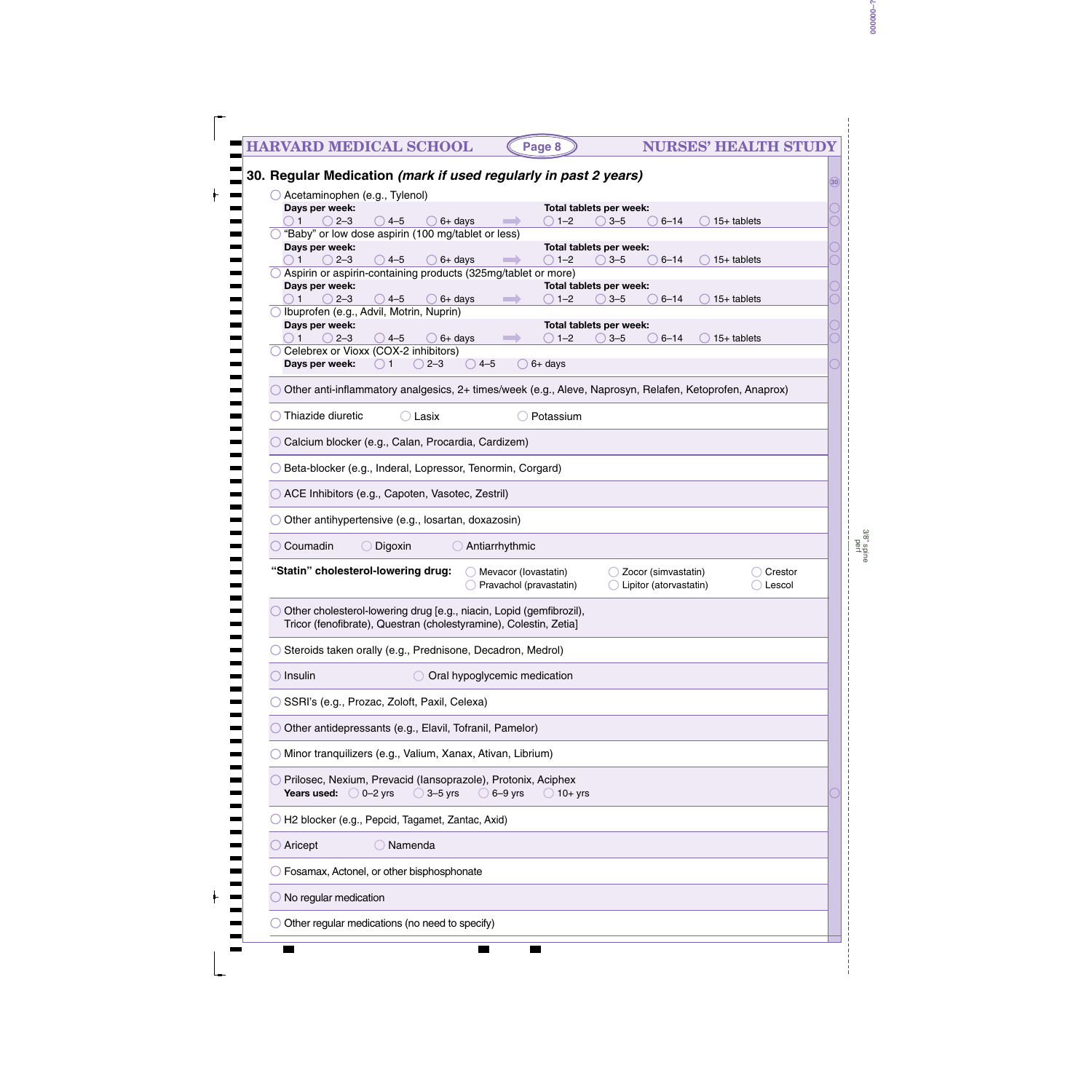## 30. Regular Medication *(mark if used regularly in past 2 years)*

- ◯ Acetaminophen (e.g., Tylenol)
  - **Days per week:** ◯ 1 ◯ 2–3 ◯ 4–5 ◯ 6+ days → **Total tablets per week:** ◯ 1–2 ◯ 3–5 ◯ 6–14 ◯ 15+ tablets
- ◯ "Baby" or low dose aspirin (100 mg/tablet or less)
  - **Days per week:** ◯ 1 ◯ 2–3 ◯ 4–5 ◯ 6+ days → **Total tablets per week:** ◯ 1–2 ◯ 3–5 ◯ 6–14 ◯ 15+ tablets
- ◯ Aspirin or aspirin-containing products (325mg/tablet or more)
  - **Days per week:** ◯ 1 ◯ 2–3 ◯ 4–5 ◯ 6+ days → **Total tablets per week:** ◯ 1–2 ◯ 3–5 ◯ 6–14 ◯ 15+ tablets
- ◯ Ibuprofen (e.g., Advil, Motrin, Nuprin)
  - **Days per week:** ◯ 1 ◯ 2–3 ◯ 4–5 ◯ 6+ days → **Total tablets per week:** ◯ 1–2 ◯ 3–5 ◯ 6–14 ◯ 15+ tablets
- ◯ Celebrex or Vioxx (COX-2 inhibitors)
  - **Days per week:** ◯ 1 ◯ 2–3 ◯ 4–5 ◯ 6+ days
- ◯ Other anti-inflammatory analgesics, 2+ times/week (e.g., Aleve, Naprosyn, Relafen, Ketoprofen, Anaprox)
- ◯ Thiazide diuretic ◯ Lasix ◯ Potassium
- ◯ Calcium blocker (e.g., Calan, Procardia, Cardizem)
- ◯ Beta-blocker (e.g., Inderal, Lopressor, Tenormin, Corgard)
- ◯ ACE Inhibitors (e.g., Capoten, Vasotec, Zestril)
- ◯ Other antihypertensive (e.g., losartan, doxazosin)
- ◯ Coumadin ◯ Digoxin ◯ Antiarrhythmic
- **"Statin" cholesterol-lowering drug:** ◯ Mevacor (lovastatin) ◯ Zocor (simvastatin) ◯ Crestor ◯ Pravachol (pravastatin) ◯ Lipitor (atorvastatin) ◯ Lescol
- ◯ Other cholesterol-lowering drug [e.g., niacin, Lopid (gemfibrozil), Tricor (fenofibrate), Questran (cholestyramine), Colestin, Zetia]
- ◯ Steroids taken orally (e.g., Prednisone, Decadron, Medrol)
- ◯ Insulin ◯ Oral hypoglycemic medication
- ◯ SSRI's (e.g., Prozac, Zoloft, Paxil, Celexa)
- ◯ Other antidepressants (e.g., Elavil, Tofranil, Pamelor)
- ◯ Minor tranquilizers (e.g., Valium, Xanax, Ativan, Librium)
- ◯ Prilosec, Nexium, Prevacid (lansoprazole), Protonix, Aciphex
  - **Years used:** ◯ 0–2 yrs ◯ 3–5 yrs ◯ 6–9 yrs ◯ 10+ yrs
- ◯ H2 blocker (e.g., Pepcid, Tagamet, Zantac, Axid)
- ◯ Aricept ◯ Namenda
- ◯ Fosamax, Actonel, or other bisphosphonate
- ◯ No regular medication
- ◯ Other regular medications (no need to specify)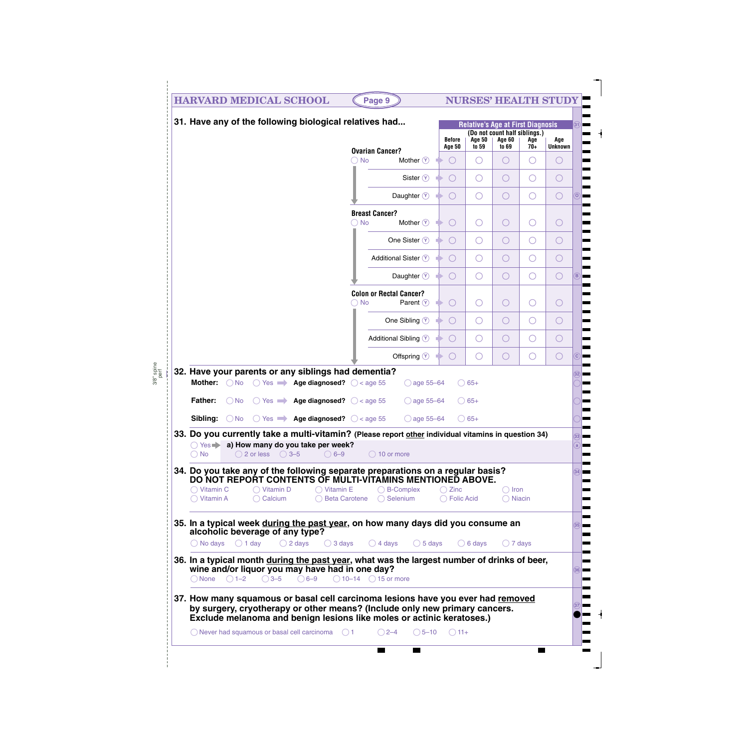**31. Have any of the following biological relatives had...**

| | | Before Age 50 | Age 50 to 59 | Age 60 to 69 | Age 70+ | Age Unknown |
|---|---|---|---|---|---|---|
| | | **Relative's Age at First Diagnosis** (Do not count half siblings.) | | | | |
| **Ovarian Cancer?** ◯ No | Mother Ⓨ | ◯ | ◯ | ◯ | ◯ | ◯ |
| | Sister Ⓨ | ◯ | ◯ | ◯ | ◯ | ◯ |
| | Daughter Ⓨ | ◯ | ◯ | ◯ | ◯ | ◯ |
| **Breast Cancer?** ◯ No | Mother Ⓨ | ◯ | ◯ | ◯ | ◯ | ◯ |
| | One Sister Ⓨ | ◯ | ◯ | ◯ | ◯ | ◯ |
| | Additional Sister Ⓨ | ◯ | ◯ | ◯ | ◯ | ◯ |
| | Daughter Ⓨ | ◯ | ◯ | ◯ | ◯ | ◯ |
| **Colon or Rectal Cancer?** ◯ No | Parent Ⓨ | ◯ | ◯ | ◯ | ◯ | ◯ |
| | One Sibling Ⓨ | ◯ | ◯ | ◯ | ◯ | ◯ |
| | Additional Sibling Ⓨ | ◯ | ◯ | ◯ | ◯ | ◯ |
| | Offspring Ⓨ | ◯ | ◯ | ◯ | ◯ | ◯ |

**32. Have your parents or any siblings had dementia?**

**Mother:** ◯ No ◯ Yes ➡ **Age diagnosed?** ◯ < age 55 ◯ age 55–64 ◯ 65+

**Father:** ◯ No ◯ Yes ➡ **Age diagnosed?** ◯ < age 55 ◯ age 55–64 ◯ 65+

**Sibling:** ◯ No ◯ Yes ➡ **Age diagnosed?** ◯ < age 55 ◯ age 55–64 ◯ 65+

**33. Do you currently take a multi-vitamin? (Please report other individual vitamins in question 34)**

◯ Yes ➡ **a) How many do you take per week?**
◯ 2 or less ◯ 3–5 ◯ 6–9 ◯ 10 or more

◯ No

**34. Do you take any of the following separate preparations on a regular basis? DO NOT REPORT CONTENTS OF MULTI-VITAMINS MENTIONED ABOVE.**

◯ Vitamin C ◯ Vitamin D ◯ Vitamin E ◯ B-Complex ◯ Zinc ◯ Iron
◯ Vitamin A ◯ Calcium ◯ Beta Carotene ◯ Selenium ◯ Folic Acid ◯ Niacin

**35. In a typical week during the past year, on how many days did you consume an alcoholic beverage of any type?**

◯ No days ◯ 1 day ◯ 2 days ◯ 3 days ◯ 4 days ◯ 5 days ◯ 6 days ◯ 7 days

**36. In a typical month during the past year, what was the largest number of drinks of beer, wine and/or liquor you may have had in one day?**

◯ None ◯ 1–2 ◯ 3–5 ◯ 6–9 ◯ 10–14 ◯ 15 or more

**37. How many squamous or basal cell carcinoma lesions have you ever had removed by surgery, cryotherapy or other means? (Include only new primary cancers. Exclude melanoma and benign lesions like moles or actinic keratoses.)**

◯ Never had squamous or basal cell carcinoma ◯ 1 ◯ 2–4 ◯ 5–10 ◯ 11+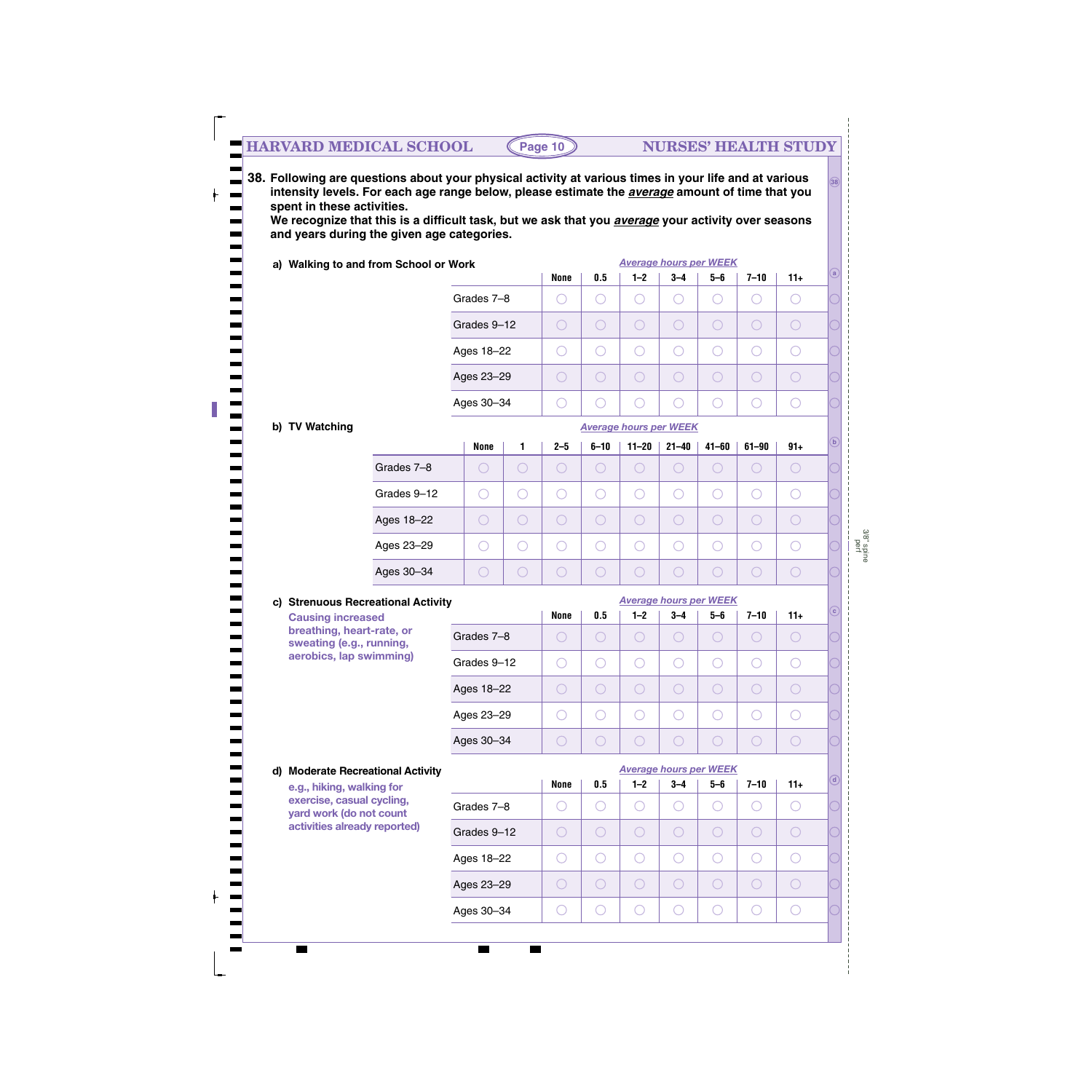**38. Following are questions about your physical activity at various times in your life and at various intensity levels. For each age range below, please estimate the *average* amount of time that you spent in these activities.**
**We recognize that this is a difficult task, but we ask that you *average* your activity over seasons and years during the given age categories.**

**a) Walking to and from School or Work**

*Average hours per WEEK*

| | None | 0.5 | 1–2 | 3–4 | 5–6 | 7–10 | 11+ |
|---|---|---|---|---|---|---|---|
| Grades 7–8 | ○ | ○ | ○ | ○ | ○ | ○ | ○ |
| Grades 9–12 | ○ | ○ | ○ | ○ | ○ | ○ | ○ |
| Ages 18–22 | ○ | ○ | ○ | ○ | ○ | ○ | ○ |
| Ages 23–29 | ○ | ○ | ○ | ○ | ○ | ○ | ○ |
| Ages 30–34 | ○ | ○ | ○ | ○ | ○ | ○ | ○ |

**b) TV Watching**

*Average hours per WEEK*

| | None | 1 | 2–5 | 6–10 | 11–20 | 21–40 | 41–60 | 61–90 | 91+ |
|---|---|---|---|---|---|---|---|---|---|
| Grades 7–8 | ○ | ○ | ○ | ○ | ○ | ○ | ○ | ○ | ○ |
| Grades 9–12 | ○ | ○ | ○ | ○ | ○ | ○ | ○ | ○ | ○ |
| Ages 18–22 | ○ | ○ | ○ | ○ | ○ | ○ | ○ | ○ | ○ |
| Ages 23–29 | ○ | ○ | ○ | ○ | ○ | ○ | ○ | ○ | ○ |
| Ages 30–34 | ○ | ○ | ○ | ○ | ○ | ○ | ○ | ○ | ○ |

**c) Strenuous Recreational Activity**

**Causing increased breathing, heart-rate, or sweating (e.g., running, aerobics, lap swimming)**

*Average hours per WEEK*

| | None | 0.5 | 1–2 | 3–4 | 5–6 | 7–10 | 11+ |
|---|---|---|---|---|---|---|---|
| Grades 7–8 | ○ | ○ | ○ | ○ | ○ | ○ | ○ |
| Grades 9–12 | ○ | ○ | ○ | ○ | ○ | ○ | ○ |
| Ages 18–22 | ○ | ○ | ○ | ○ | ○ | ○ | ○ |
| Ages 23–29 | ○ | ○ | ○ | ○ | ○ | ○ | ○ |
| Ages 30–34 | ○ | ○ | ○ | ○ | ○ | ○ | ○ |

**d) Moderate Recreational Activity**

**e.g., hiking, walking for exercise, casual cycling, yard work (do not count activities already reported)**

*Average hours per WEEK*

| | None | 0.5 | 1–2 | 3–4 | 5–6 | 7–10 | 11+ |
|---|---|---|---|---|---|---|---|
| Grades 7–8 | ○ | ○ | ○ | ○ | ○ | ○ | ○ |
| Grades 9–12 | ○ | ○ | ○ | ○ | ○ | ○ | ○ |
| Ages 18–22 | ○ | ○ | ○ | ○ | ○ | ○ | ○ |
| Ages 23–29 | ○ | ○ | ○ | ○ | ○ | ○ | ○ |
| Ages 30–34 | ○ | ○ | ○ | ○ | ○ | ○ | ○ |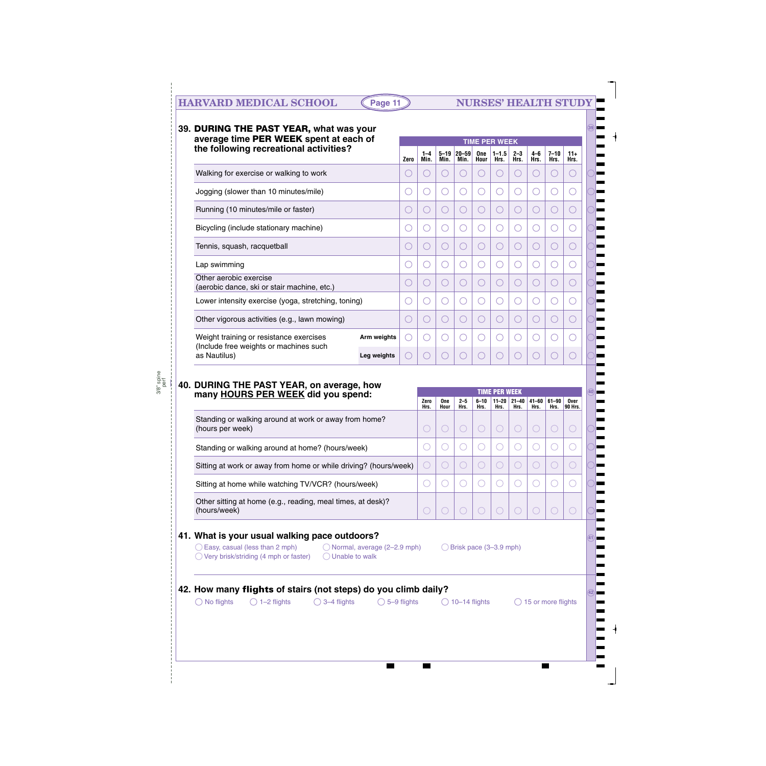## 39. DURING THE PAST YEAR, what was your average time PER WEEK spent at each of the following recreational activities?

| | | TIME PER WEEK | | | | | | | | | |
|---|---|---|---|---|---|---|---|---|---|---|---|
| | | Zero | 1–4 Min. | 5–19 Min. | 20–59 Min. | One Hour | 1–1.5 Hrs. | 2–3 Hrs. | 4–6 Hrs. | 7–10 Hrs. | 11+ Hrs. |
| Walking for exercise or walking to work | | ◯ | ◯ | ◯ | ◯ | ◯ | ◯ | ◯ | ◯ | ◯ | ◯ |
| Jogging (slower than 10 minutes/mile) | | ◯ | ◯ | ◯ | ◯ | ◯ | ◯ | ◯ | ◯ | ◯ | ◯ |
| Running (10 minutes/mile or faster) | | ◯ | ◯ | ◯ | ◯ | ◯ | ◯ | ◯ | ◯ | ◯ | ◯ |
| Bicycling (include stationary machine) | | ◯ | ◯ | ◯ | ◯ | ◯ | ◯ | ◯ | ◯ | ◯ | ◯ |
| Tennis, squash, racquetball | | ◯ | ◯ | ◯ | ◯ | ◯ | ◯ | ◯ | ◯ | ◯ | ◯ |
| Lap swimming | | ◯ | ◯ | ◯ | ◯ | ◯ | ◯ | ◯ | ◯ | ◯ | ◯ |
| Other aerobic exercise (aerobic dance, ski or stair machine, etc.) | | ◯ | ◯ | ◯ | ◯ | ◯ | ◯ | ◯ | ◯ | ◯ | ◯ |
| Lower intensity exercise (yoga, stretching, toning) | | ◯ | ◯ | ◯ | ◯ | ◯ | ◯ | ◯ | ◯ | ◯ | ◯ |
| Other vigorous activities (e.g., lawn mowing) | | ◯ | ◯ | ◯ | ◯ | ◯ | ◯ | ◯ | ◯ | ◯ | ◯ |
| Weight training or resistance exercises (Include free weights or machines such as Nautilus) | Arm weights | ◯ | ◯ | ◯ | ◯ | ◯ | ◯ | ◯ | ◯ | ◯ | ◯ |
| | Leg weights | ◯ | ◯ | ◯ | ◯ | ◯ | ◯ | ◯ | ◯ | ◯ | ◯ |

## 40. DURING THE PAST YEAR, on average, how many HOURS PER WEEK did you spend:

| | TIME PER WEEK | | | | | | | | |
|---|---|---|---|---|---|---|---|---|---|
| | Zero Hrs. | One Hour | 2–5 Hrs. | 6–10 Hrs. | 11–20 Hrs. | 21–40 Hrs. | 41–60 Hrs. | 61–90 Hrs. | Over 90 Hrs. |
| Standing or walking around at work or away from home? (hours per week) | ◯ | ◯ | ◯ | ◯ | ◯ | ◯ | ◯ | ◯ | ◯ |
| Standing or walking around at home? (hours/week) | ◯ | ◯ | ◯ | ◯ | ◯ | ◯ | ◯ | ◯ | ◯ |
| Sitting at work or away from home or while driving? (hours/week) | ◯ | ◯ | ◯ | ◯ | ◯ | ◯ | ◯ | ◯ | ◯ |
| Sitting at home while watching TV/VCR? (hours/week) | ◯ | ◯ | ◯ | ◯ | ◯ | ◯ | ◯ | ◯ | ◯ |
| Other sitting at home (e.g., reading, meal times, at desk)? (hours/week) | ◯ | ◯ | ◯ | ◯ | ◯ | ◯ | ◯ | ◯ | ◯ |

## 41. What is your usual walking pace outdoors?

◯ Easy, casual (less than 2 mph) ◯ Normal, average (2–2.9 mph) ◯ Brisk pace (3–3.9 mph)
◯ Very brisk/striding (4 mph or faster) ◯ Unable to walk

## 42. How many flights of stairs (not steps) do you climb daily?

◯ No flights ◯ 1–2 flights ◯ 3–4 flights ◯ 5–9 flights ◯ 10–14 flights ◯ 15 or more flights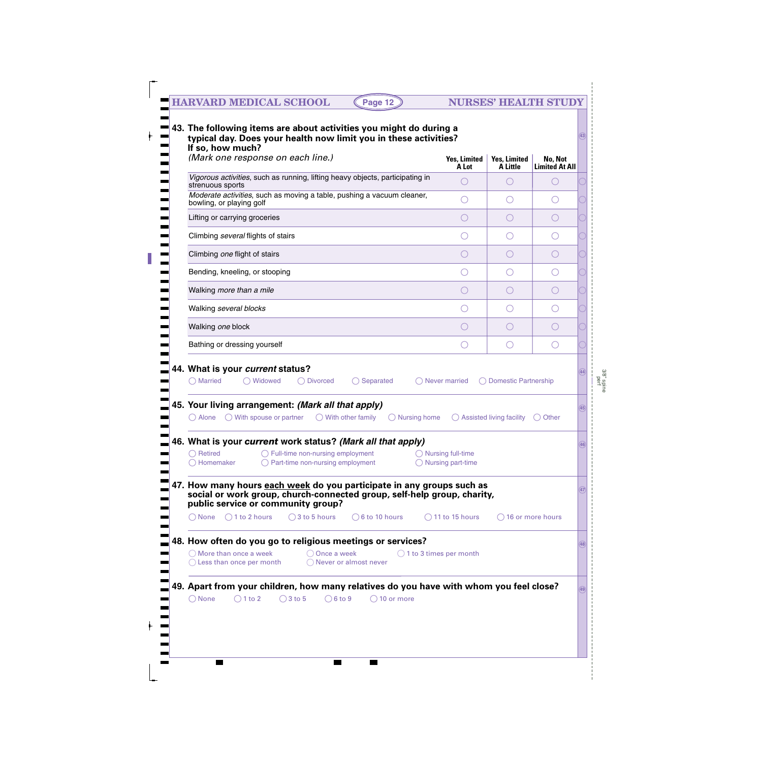**43. The following items are about activities you might do during a typical day. Does your health now limit you in these activities? If so, how much?**

*(Mark one response on each line.)*

| | Yes, Limited A Lot | Yes, Limited A Little | No, Not Limited At All |
|---|---|---|---|
| *Vigorous activities*, such as running, lifting heavy objects, participating in strenuous sports | ◯ | ◯ | ◯ |
| *Moderate activities*, such as moving a table, pushing a vacuum cleaner, bowling, or playing golf | ◯ | ◯ | ◯ |
| Lifting or carrying groceries | ◯ | ◯ | ◯ |
| Climbing *several* flights of stairs | ◯ | ◯ | ◯ |
| Climbing *one* flight of stairs | ◯ | ◯ | ◯ |
| Bending, kneeling, or stooping | ◯ | ◯ | ◯ |
| Walking *more than a mile* | ◯ | ◯ | ◯ |
| Walking *several blocks* | ◯ | ◯ | ◯ |
| Walking *one* block | ◯ | ◯ | ◯ |
| Bathing or dressing yourself | ◯ | ◯ | ◯ |

**44. What is your *current* status?**

◯ Married ◯ Widowed ◯ Divorced ◯ Separated ◯ Never married ◯ Domestic Partnership

**45. Your living arrangement: *(Mark all that apply)***

◯ Alone ◯ With spouse or partner ◯ With other family ◯ Nursing home ◯ Assisted living facility ◯ Other

**46. What is your *current* work status? *(Mark all that apply)***

◯ Retired ◯ Full-time non-nursing employment ◯ Nursing full-time
◯ Homemaker ◯ Part-time non-nursing employment ◯ Nursing part-time

**47. How many hours each week do you participate in any groups such as social or work group, church-connected group, self-help group, charity, public service or community group?**

◯ None ◯ 1 to 2 hours ◯ 3 to 5 hours ◯ 6 to 10 hours ◯ 11 to 15 hours ◯ 16 or more hours

**48. How often do you go to religious meetings or services?**

◯ More than once a week ◯ Once a week ◯ 1 to 3 times per month
◯ Less than once per month ◯ Never or almost never

**49. Apart from your children, how many relatives do you have with whom you feel close?**

◯ None ◯ 1 to 2 ◯ 3 to 5 ◯ 6 to 9 ◯ 10 or more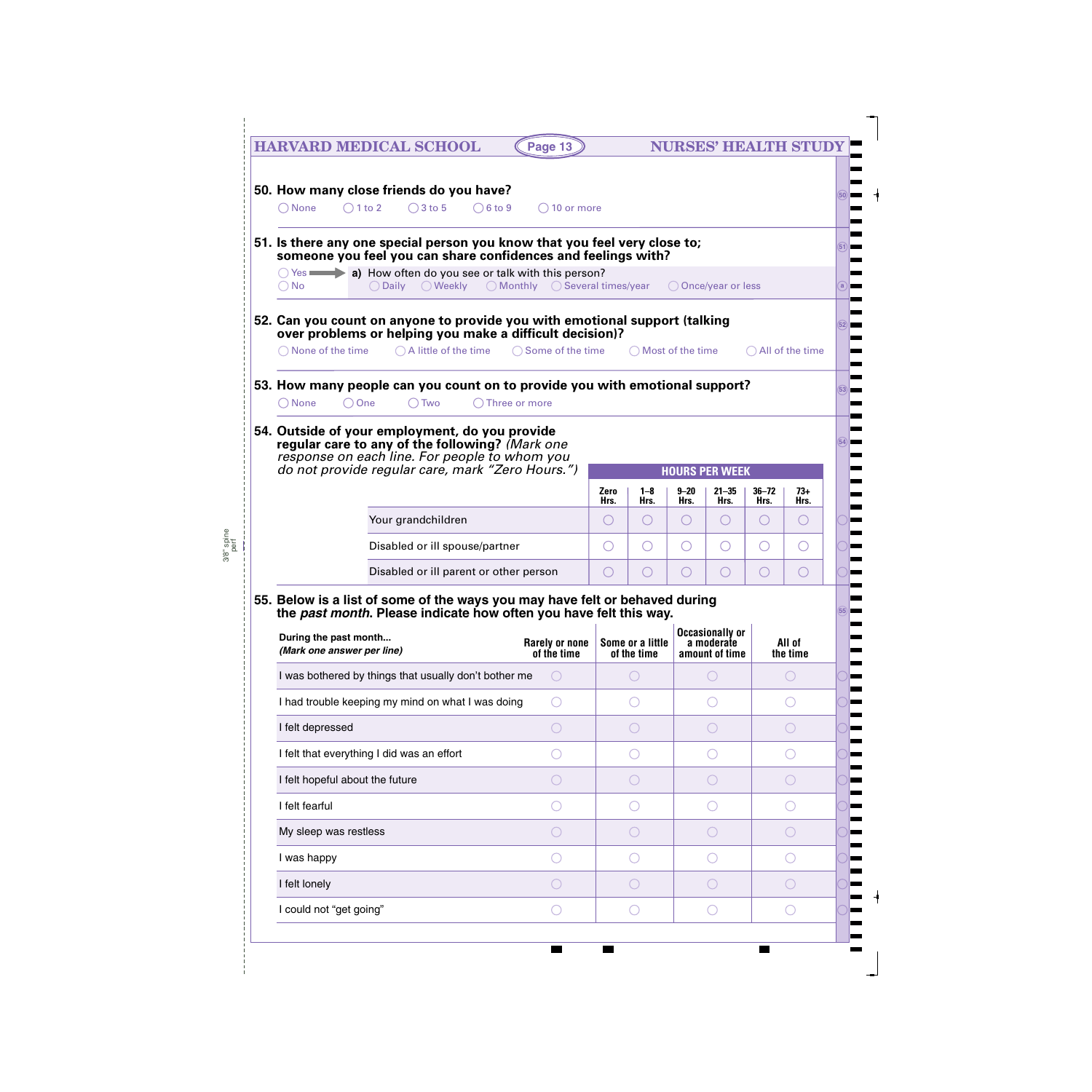**50. How many close friends do you have?**

◯ None ◯ 1 to 2 ◯ 3 to 5 ◯ 6 to 9 ◯ 10 or more

**51. Is there any one special person you know that you feel very close to; someone you feel you can share confidences and feelings with?**

◯ Yes → **a)** How often do you see or talk with this person?
◯ No

◯ Daily ◯ Weekly ◯ Monthly ◯ Several times/year ◯ Once/year or less

**52. Can you count on anyone to provide you with emotional support (talking over problems or helping you make a difficult decision)?**

◯ None of the time ◯ A little of the time ◯ Some of the time ◯ Most of the time ◯ All of the time

**53. How many people can you count on to provide you with emotional support?**

◯ None ◯ One ◯ Two ◯ Three or more

**54. Outside of your employment, do you provide regular care to any of the following?** *(Mark one response on each line. For people to whom you do not provide regular care, mark "Zero Hours.")*

| | HOURS PER WEEK | | | | | |
|---|---|---|---|---|---|---|
| | Zero Hrs. | 1–8 Hrs. | 9–20 Hrs. | 21–35 Hrs. | 36–72 Hrs. | 73+ Hrs. |
| Your grandchildren | ◯ | ◯ | ◯ | ◯ | ◯ | ◯ |
| Disabled or ill spouse/partner | ◯ | ◯ | ◯ | ◯ | ◯ | ◯ |
| Disabled or ill parent or other person | ◯ | ◯ | ◯ | ◯ | ◯ | ◯ |

**55. Below is a list of some of the ways you may have felt or behaved during the *past month*. Please indicate how often you have felt this way.**

| During the past month... *(Mark one answer per line)* | Rarely or none of the time | Some or a little of the time | Occasionally or a moderate amount of time | All of the time |
|---|---|---|---|---|
| I was bothered by things that usually don't bother me | ◯ | ◯ | ◯ | ◯ |
| I had trouble keeping my mind on what I was doing | ◯ | ◯ | ◯ | ◯ |
| I felt depressed | ◯ | ◯ | ◯ | ◯ |
| I felt that everything I did was an effort | ◯ | ◯ | ◯ | ◯ |
| I felt hopeful about the future | ◯ | ◯ | ◯ | ◯ |
| I felt fearful | ◯ | ◯ | ◯ | ◯ |
| My sleep was restless | ◯ | ◯ | ◯ | ◯ |
| I was happy | ◯ | ◯ | ◯ | ◯ |
| I felt lonely | ◯ | ◯ | ◯ | ◯ |
| I could not "get going" | ◯ | ◯ | ◯ | ◯ |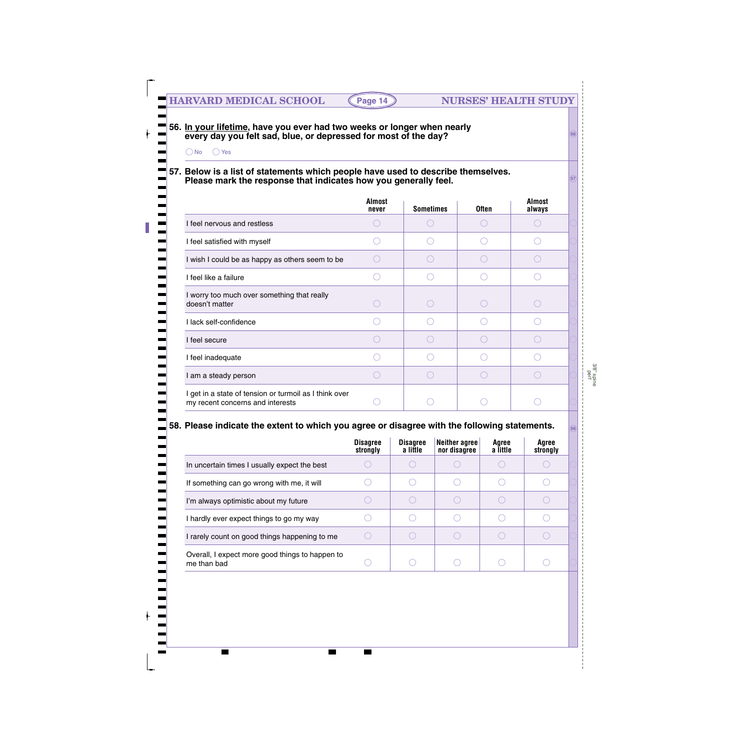**56. In your lifetime, have you ever had two weeks or longer when nearly every day you felt sad, blue, or depressed for most of the day?**

◯ No ◯ Yes

**57. Below is a list of statements which people have used to describe themselves. Please mark the response that indicates how you generally feel.**

| | Almost never | Sometimes | Often | Almost always |
|---|---|---|---|---|
| I feel nervous and restless | ◯ | ◯ | ◯ | ◯ |
| I feel satisfied with myself | ◯ | ◯ | ◯ | ◯ |
| I wish I could be as happy as others seem to be | ◯ | ◯ | ◯ | ◯ |
| I feel like a failure | ◯ | ◯ | ◯ | ◯ |
| I worry too much over something that really doesn't matter | ◯ | ◯ | ◯ | ◯ |
| I lack self-confidence | ◯ | ◯ | ◯ | ◯ |
| I feel secure | ◯ | ◯ | ◯ | ◯ |
| I feel inadequate | ◯ | ◯ | ◯ | ◯ |
| I am a steady person | ◯ | ◯ | ◯ | ◯ |
| I get in a state of tension or turmoil as I think over my recent concerns and interests | ◯ | ◯ | ◯ | ◯ |

**58. Please indicate the extent to which you agree or disagree with the following statements.**

| | Disagree strongly | Disagree a little | Neither agree nor disagree | Agree a little | Agree strongly |
|---|---|---|---|---|---|
| In uncertain times I usually expect the best | ◯ | ◯ | ◯ | ◯ | ◯ |
| If something can go wrong with me, it will | ◯ | ◯ | ◯ | ◯ | ◯ |
| I'm always optimistic about my future | ◯ | ◯ | ◯ | ◯ | ◯ |
| I hardly ever expect things to go my way | ◯ | ◯ | ◯ | ◯ | ◯ |
| I rarely count on good things happening to me | ◯ | ◯ | ◯ | ◯ | ◯ |
| Overall, I expect more good things to happen to me than bad | ◯ | ◯ | ◯ | ◯ | ◯ |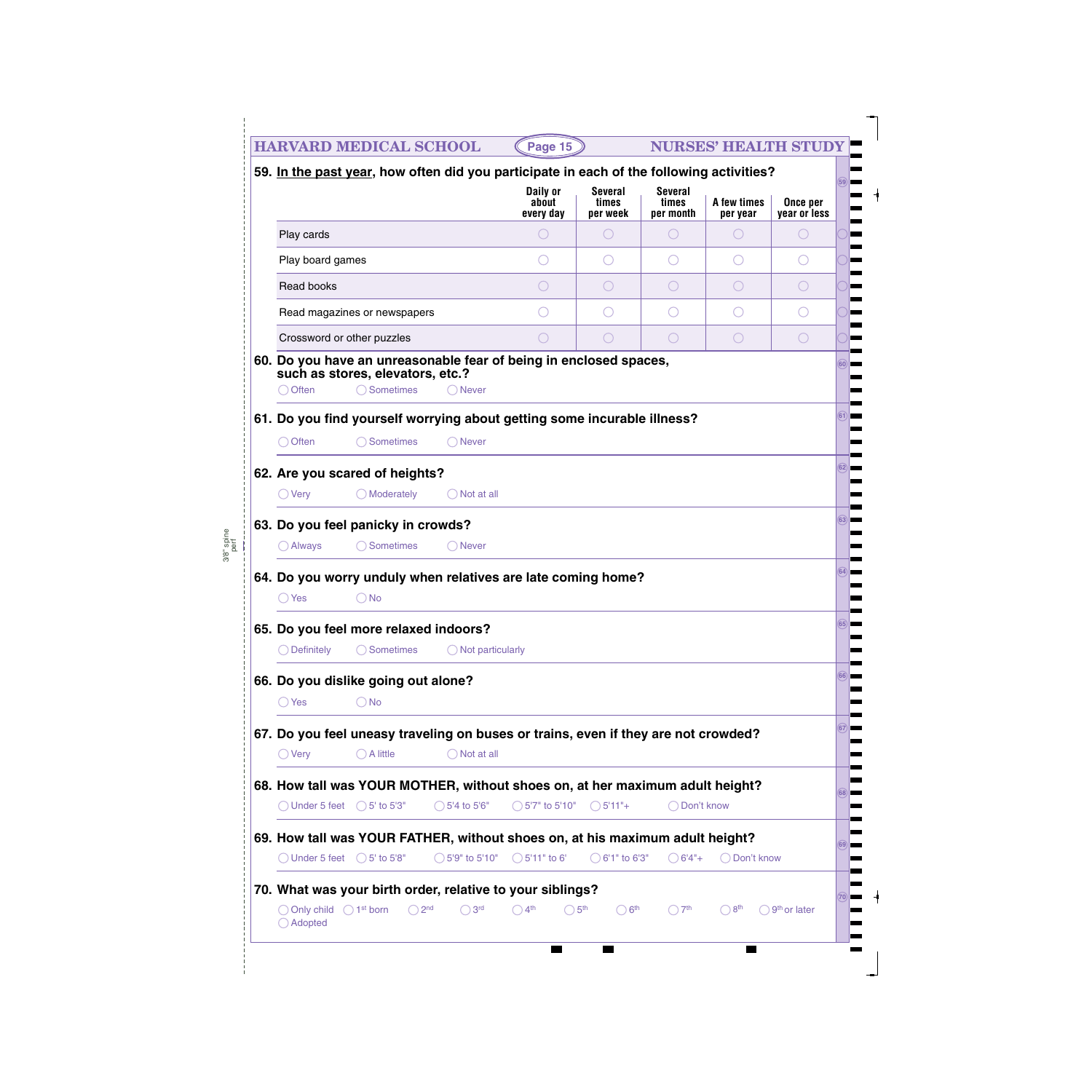**59. In the past year, how often did you participate in each of the following activities?**

| | Daily or about every day | Several times per week | Several times per month | A few times per year | Once per year or less |
|---|---|---|---|---|---|
| Play cards | ◯ | ◯ | ◯ | ◯ | ◯ |
| Play board games | ◯ | ◯ | ◯ | ◯ | ◯ |
| Read books | ◯ | ◯ | ◯ | ◯ | ◯ |
| Read magazines or newspapers | ◯ | ◯ | ◯ | ◯ | ◯ |
| Crossword or other puzzles | ◯ | ◯ | ◯ | ◯ | ◯ |

**60. Do you have an unreasonable fear of being in enclosed spaces, such as stores, elevators, etc.?**

◯ Often ◯ Sometimes ◯ Never

**61. Do you find yourself worrying about getting some incurable illness?**

◯ Often ◯ Sometimes ◯ Never

**62. Are you scared of heights?**

◯ Very ◯ Moderately ◯ Not at all

**63. Do you feel panicky in crowds?**

◯ Always ◯ Sometimes ◯ Never

**64. Do you worry unduly when relatives are late coming home?**

◯ Yes ◯ No

**65. Do you feel more relaxed indoors?**

◯ Definitely ◯ Sometimes ◯ Not particularly

**66. Do you dislike going out alone?**

◯ Yes ◯ No

**67. Do you feel uneasy traveling on buses or trains, even if they are not crowded?**

◯ Very ◯ A little ◯ Not at all

**68. How tall was YOUR MOTHER, without shoes on, at her maximum adult height?**

◯ Under 5 feet ◯ 5' to 5'3" ◯ 5'4 to 5'6" ◯ 5'7" to 5'10" ◯ 5'11"+ ◯ Don't know

**69. How tall was YOUR FATHER, without shoes on, at his maximum adult height?**

◯ Under 5 feet ◯ 5' to 5'8" ◯ 5'9" to 5'10" ◯ 5'11" to 6' ◯ 6'1" to 6'3" ◯ 6'4"+ ◯ Don't know

**70. What was your birth order, relative to your siblings?**

◯ Only child ◯ 1st born ◯ 2nd ◯ 3rd ◯ 4th ◯ 5th ◯ 6th ◯ 7th ◯ 8th ◯ 9th or later
◯ Adopted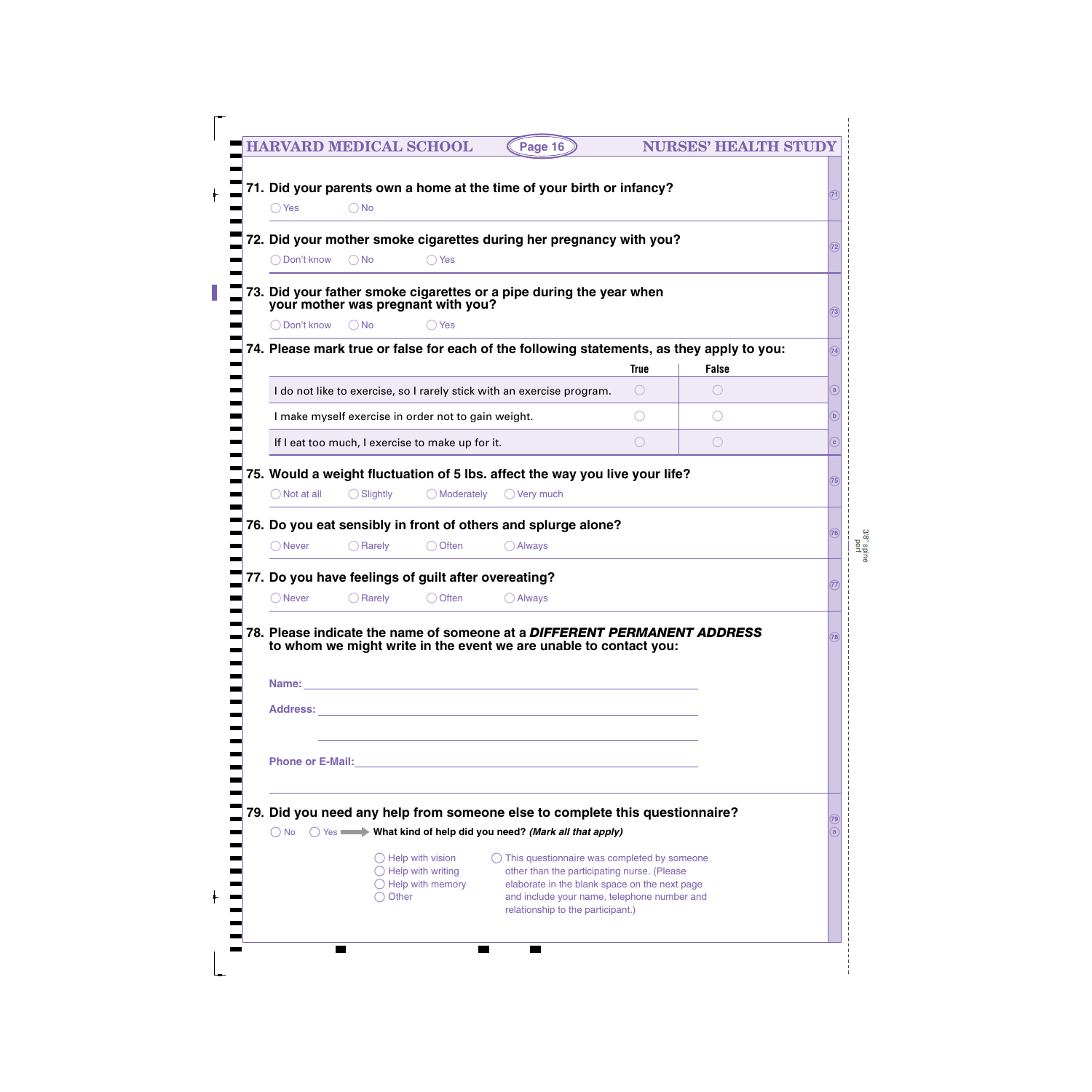**71. Did your parents own a home at the time of your birth or infancy?**

◯ Yes ◯ No

**72. Did your mother smoke cigarettes during her pregnancy with you?**

◯ Don't know ◯ No ◯ Yes

**73. Did your father smoke cigarettes or a pipe during the year when your mother was pregnant with you?**

◯ Don't know ◯ No ◯ Yes

**74. Please mark true or false for each of the following statements, as they apply to you:**

| | True | False |
|---|---|---|
| I do not like to exercise, so I rarely stick with an exercise program. | ◯ | ◯ |
| I make myself exercise in order not to gain weight. | ◯ | ◯ |
| If I eat too much, I exercise to make up for it. | ◯ | ◯ |

**75. Would a weight fluctuation of 5 lbs. affect the way you live your life?**

◯ Not at all ◯ Slightly ◯ Moderately ◯ Very much

**76. Do you eat sensibly in front of others and splurge alone?**

◯ Never ◯ Rarely ◯ Often ◯ Always

**77. Do you have feelings of guilt after overeating?**

◯ Never ◯ Rarely ◯ Often ◯ Always

**78. Please indicate the name of someone at a *DIFFERENT PERMANENT ADDRESS* to whom we might write in the event we are unable to contact you:**

**Name:** ____________________________________________

**Address:** __________________________________________

____________________________________________________

**Phone or E-Mail:** ___________________________________

**79. Did you need any help from someone else to complete this questionnaire?**

◯ No ◯ Yes ➡ **What kind of help did you need? *(Mark all that apply)***

◯ Help with vision
◯ Help with writing
◯ Help with memory
◯ Other

◯ This questionnaire was completed by someone other than the participating nurse. (Please elaborate in the blank space on the next page and include your name, telephone number and relationship to the participant.)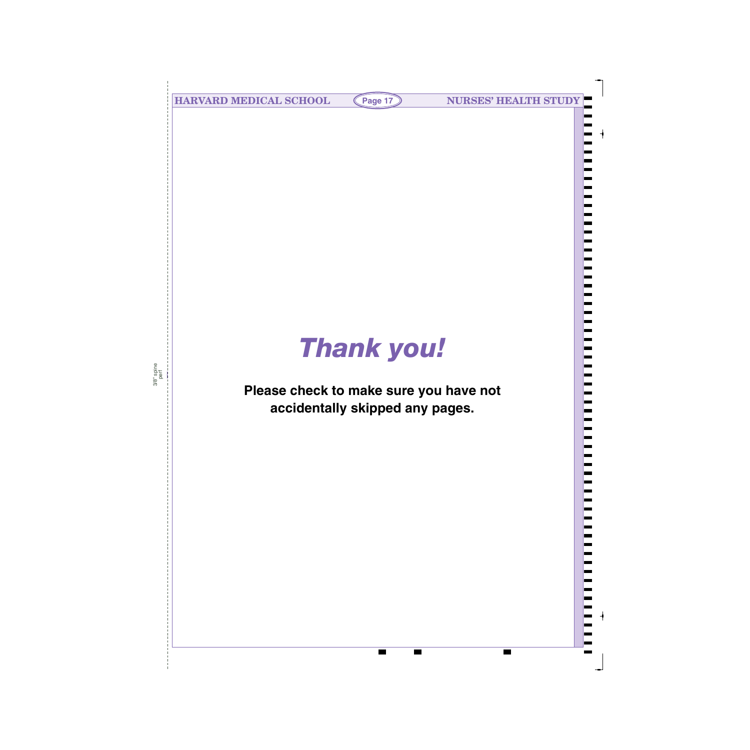# *Thank you!*

**Please check to make sure you have not accidentally skipped any pages.**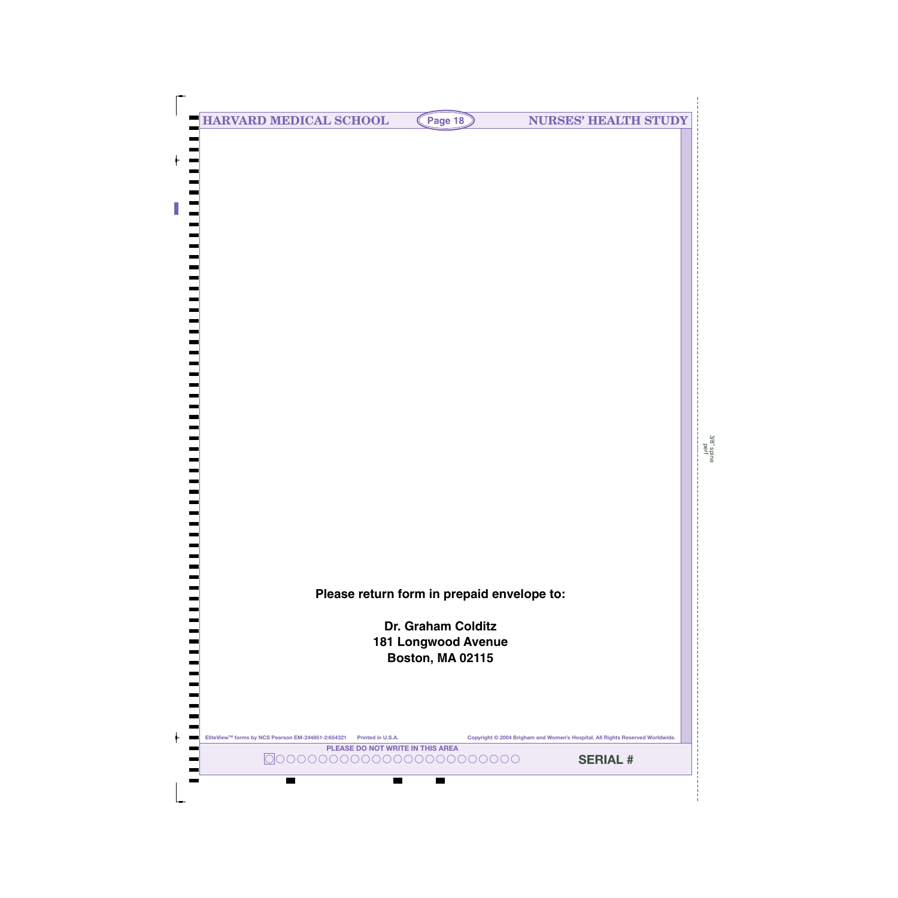**Please return form in prepaid envelope to:**

**Dr. Graham Colditz**
**181 Longwood Avenue**
**Boston, MA 02115**

EliteView™ forms by NCS Pearson EM-244851-2:654321 Printed in U.S.A. Copyright © 2004 Brigham and Women's Hospital. All Rights Reserved Worldwide.

PLEASE DO NOT WRITE IN THIS AREA

**SERIAL #**